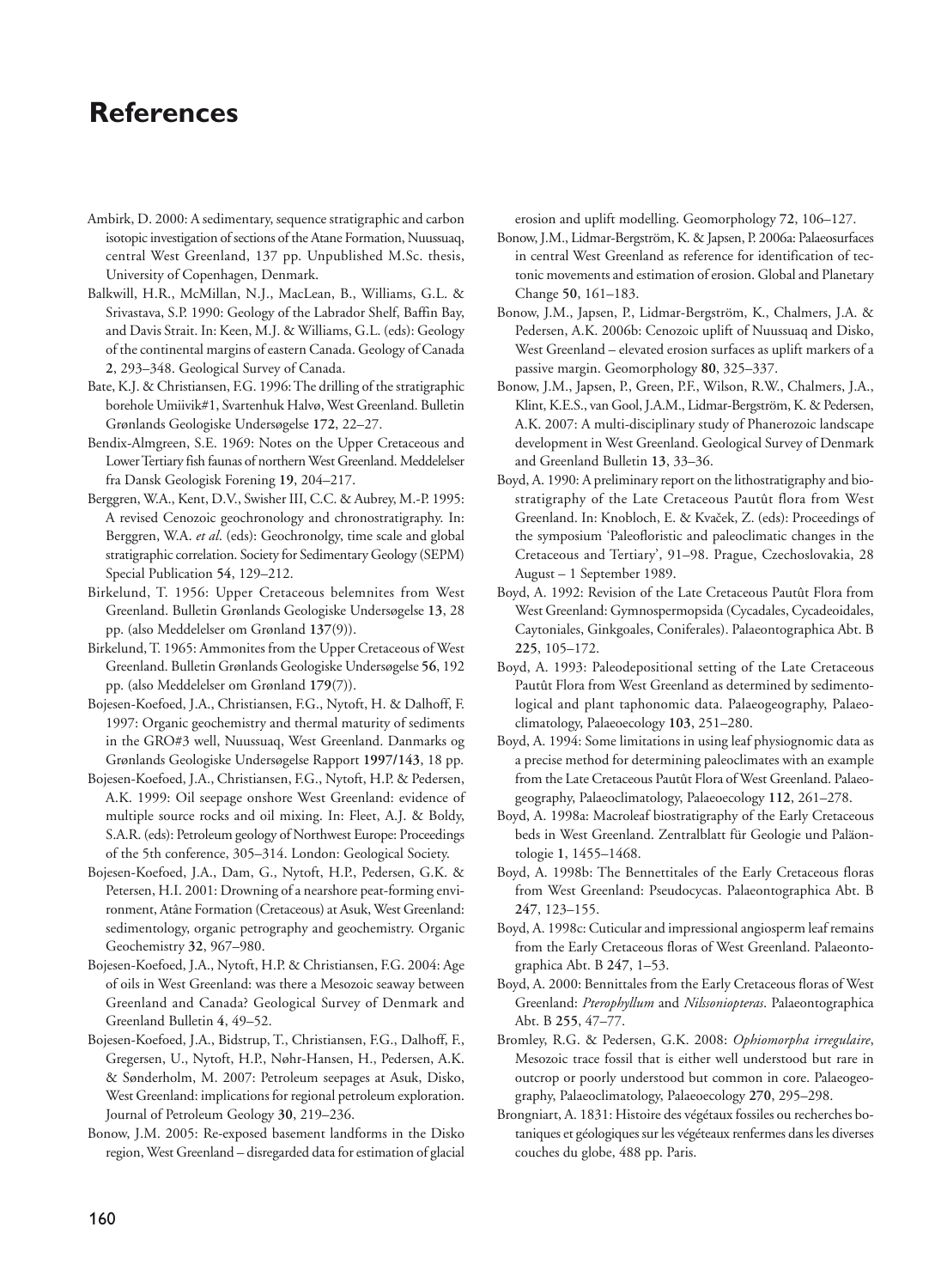# References

Ambirk, D. 2000: A sedimentary, sequence stratigraphic and carbon isotopic investigation of sections of the Atane Formation, Nuussuaq, central West Greenland, 137 pp. Unpublished M.Sc. thesis, University of Copenhagen, Denmark.

Balkwill, H.R., McMillan, N.J., MacLean, B., Williams, G.L. & Srivastava, S.P. 1990: Geology of the Labrador Shelf, Baffin Bay, and Davis Strait. In: Keen, M.J. & Williams, G.L. (eds): Geology of the continental margins of eastern Canada. Geology of Canada **2**, 293–348. Geological Survey of Canada.

Bate, K.J. & Christiansen, F.G. 1996: The drilling of the stratigraphic borehole Umiivik#1, Svartenhuk Halvø, West Greenland. Bulletin Grønlands Geologiske Undersøgelse **172**, 22–27.

Bendix-Almgreen, S.E. 1969: Notes on the Upper Cretaceous and Lower Tertiary fish faunas of northern West Greenland. Meddelelser fra Dansk Geologisk Forening **19**, 204–217.

Berggren, W.A., Kent, D.V., Swisher III, C.C. & Aubrey, M.-P. 1995: A revised Cenozoic geochronology and chronostratigraphy. In: Berggren, W.A. *et al*. (eds): Geochronolgy, time scale and global stratigraphic correlation. Society for Sedimentary Geology (SEPM) Special Publication **54**, 129–212.

Birkelund, T. 1956: Upper Cretaceous belemnites from West Greenland. Bulletin Grønlands Geologiske Undersøgelse **13**, 28 pp. (also Meddelelser om Grønland **137**(9)).

Birkelund, T. 1965: Ammonites from the Upper Cretaceous of West Greenland. Bulletin Grønlands Geologiske Undersøgelse **56**, 192 pp. (also Meddelelser om Grønland **179**(7)).

Bojesen-Koefoed, J.A., Christiansen, F.G., Nytoft, H. & Dalhoff, F. 1997: Organic geochemistry and thermal maturity of sediments in the GRO#3 well, Nuussuaq, West Greenland. Danmarks og Grønlands Geologiske Undersøgelse Rapport **1997/143**, 18 pp.

Bojesen-Koefoed, J.A., Christiansen, F.G., Nytoft, H.P. & Pedersen, A.K. 1999: Oil seepage onshore West Greenland: evidence of multiple source rocks and oil mixing. In: Fleet, A.J. & Boldy, S.A.R. (eds): Petroleum geology of Northwest Europe: Proceedings of the 5th conference, 305–314. London: Geological Society.

Bojesen-Koefoed, J.A., Dam, G., Nytoft, H.P., Pedersen, G.K. & Petersen, H.I. 2001: Drowning of a nearshore peat-forming environment, Atâne Formation (Cretaceous) at Asuk, West Greenland: sedimentology, organic petrography and geochemistry. Organic Geochemistry **32**, 967–980.

Bojesen-Koefoed, J.A., Nytoft, H.P. & Christiansen, F.G. 2004: Age of oils in West Greenland: was there a Mesozoic seaway between Greenland and Canada? Geological Survey of Denmark and Greenland Bulletin **4**, 49–52.

Bojesen-Koefoed, J.A., Bidstrup, T., Christiansen, F.G., Dalhoff, F., Gregersen, U., Nytoft, H.P., Nøhr-Hansen, H., Pedersen, A.K. & Sønderholm, M. 2007: Petroleum seepages at Asuk, Disko, West Greenland: implications for regional petroleum exploration. Journal of Petroleum Geology **30**, 219–236.

Bonow, J.M. 2005: Re-exposed basement landforms in the Disko region, West Greenland – disregarded data for estimation of glacial erosion and uplift modelling. Geomorphology **72**, 106–127.

Bonow, J.M., Lidmar-Bergström, K. & Japsen, P. 2006a: Palaeosurfaces in central West Greenland as reference for identification of tectonic movements and estimation of erosion. Global and Planetary Change **50**, 161–183.

Bonow, J.M., Japsen, P., Lidmar-Bergström, K., Chalmers, J.A. & Pedersen, A.K. 2006b: Cenozoic uplift of Nuussuaq and Disko, West Greenland – elevated erosion surfaces as uplift markers of a passive margin. Geomorphology **80**, 325–337.

Bonow, J.M., Japsen, P., Green, P.F., Wilson, R.W., Chalmers, J.A., Klint, K.E.S., van Gool, J.A.M., Lidmar-Bergström, K. & Pedersen, A.K. 2007: A multi-disciplinary study of Phanerozoic landscape development in West Greenland. Geological Survey of Denmark and Greenland Bulletin **13**, 33–36.

Boyd, A. 1990: A preliminary report on the lithostratigraphy and biostratigraphy of the Late Cretaceous Pautût flora from West Greenland. In: Knobloch, E. & Kvaček, Z. (eds): Proceedings of the symposium 'Paleofloristic and paleoclimatic changes in the Cretaceous and Tertiary', 91–98. Prague, Czechoslovakia, 28 August – 1 September 1989.

Boyd, A. 1992: Revision of the Late Cretaceous Pautût Flora from West Greenland: Gymnospermopsida (Cycadales, Cycadeoidales, Caytoniales, Ginkgoales, Coniferales). Palaeontographica Abt. B **225**, 105–172.

Boyd, A. 1993: Paleodepositional setting of the Late Cretaceous Pautût Flora from West Greenland as determined by sedimentological and plant taphonomic data. Palaeogeography, Palaeoclimatology, Palaeoecology **103**, 251–280.

Boyd, A. 1994: Some limitations in using leaf physiognomic data as a precise method for determining paleoclimates with an example from the Late Cretaceous Pautût Flora of West Greenland. Palaeogeography, Palaeoclimatology, Palaeoecology **112**, 261–278.

Boyd, A. 1998a: Macroleaf biostratigraphy of the Early Cretaceous beds in West Greenland. Zentralblatt für Geologie und Paläontologie **1**, 1455–1468.

Boyd, A. 1998b: The Bennettitales of the Early Cretaceous floras from West Greenland: Pseudocycas. Palaeontographica Abt. B **247**, 123–155.

Boyd, A. 1998c: Cuticular and impressional angiosperm leaf remains from the Early Cretaceous floras of West Greenland. Palaeontographica Abt. B **247**, 1–53.

Boyd, A. 2000: Bennittales from the Early Cretaceous floras of West Greenland: *Pterophyllum* and *Nilssoniopteras*. Palaeontographica Abt. B **255**, 47–77.

Bromley, R.G. & Pedersen, G.K. 2008: *Ophiomorpha irregulaire*, Mesozoic trace fossil that is either well understood but rare in outcrop or poorly understood but common in core. Palaeogeography, Palaeoclimatology, Palaeoecology **270**, 295–298.

Brongniart, A. 1831: Histoire des végétaux fossiles ou recherches botaniques et géologiques sur les végéteaux renfermes dans les diverses couches du globe, 488 pp. Paris.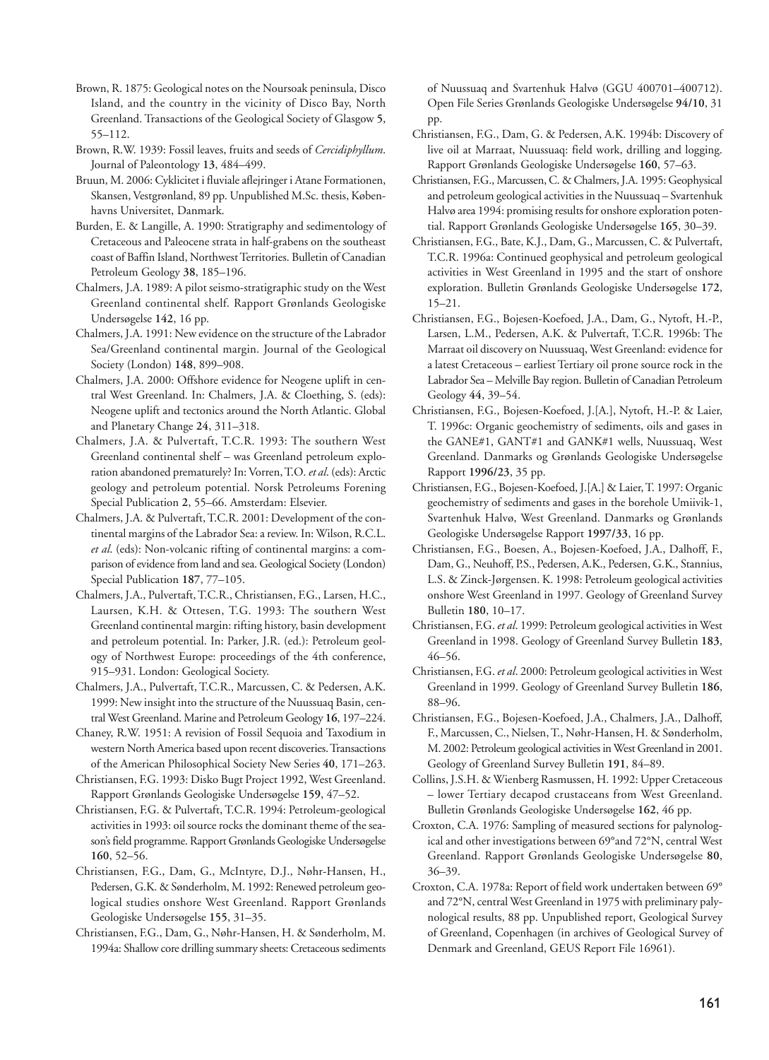Brown, R. 1875: Geological notes on the Noursoak peninsula, Disco Island, and the country in the vicinity of Disco Bay, North Greenland. Transactions of the Geological Society of Glasgow **5**, 55–112.

Brown, R.W. 1939: Fossil leaves, fruits and seeds of *Cercidiphyllum*. Journal of Paleontology **13**, 484–499.

Bruun, M. 2006: Cyklicitet i fluviale aflejringer i Atane Formationen, Skansen, Vestgrønland, 89 pp. Unpublished M.Sc. thesis, Københavns Universitet, Danmark.

Burden, E. & Langille, A. 1990: Stratigraphy and sedimentology of Cretaceous and Paleocene strata in half-grabens on the southeast coast of Baffin Island, Northwest Territories. Bulletin of Canadian Petroleum Geology **38**, 185–196.

Chalmers, J.A. 1989: A pilot seismo-stratigraphic study on the West Greenland continental shelf. Rapport Grønlands Geologiske Undersøgelse **142**, 16 pp.

Chalmers, J.A. 1991: New evidence on the structure of the Labrador Sea/Greenland continental margin. Journal of the Geological Society (London) **148**, 899–908.

Chalmers, J.A. 2000: Offshore evidence for Neogene uplift in central West Greenland. In: Chalmers, J.A. & Cloething, S. (eds): Neogene uplift and tectonics around the North Atlantic. Global and Planetary Change **24**, 311–318.

Chalmers, J.A. & Pulvertaft, T.C.R. 1993: The southern West Greenland continental shelf – was Greenland petroleum exploration abandoned prematurely? In: Vorren, T.O. *et al.* (eds): Arctic geology and petroleum potential. Norsk Petroleums Forening Special Publication **2**, 55–66. Amsterdam: Elsevier.

Chalmers, J.A. & Pulvertaft, T.C.R. 2001: Development of the continental margins of the Labrador Sea: a review. In: Wilson, R.C.L. *et al.* (eds): Non-volcanic rifting of continental margins: a comparison of evidence from land and sea. Geological Society (London) Special Publication **187**, 77–105.

Chalmers, J.A., Pulvertaft, T.C.R., Christiansen, F.G., Larsen, H.C., Laursen, K.H. & Ottesen, T.G. 1993: The southern West Greenland continental margin: rifting history, basin development and petroleum potential. In: Parker, J.R. (ed.): Petroleum geology of Northwest Europe: proceedings of the 4th conference, 915–931. London: Geological Society.

Chalmers, J.A., Pulvertaft, T.C.R., Marcussen, C. & Pedersen, A.K. 1999: New insight into the structure of the Nuussuaq Basin, central West Greenland. Marine and Petroleum Geology **16**, 197–224.

Chaney, R.W. 1951: A revision of Fossil Sequoia and Taxodium in western North America based upon recent discoveries. Transactions of the American Philosophical Society New Series **40**, 171–263.

Christiansen, F.G. 1993: Disko Bugt Project 1992, West Greenland. Rapport Grønlands Geologiske Undersøgelse **159**, 47–52.

Christiansen, F.G. & Pulvertaft, T.C.R. 1994: Petroleum-geological activities in 1993: oil source rocks the dominant theme of the season's field programme. Rapport Grønlands Geologiske Undersøgelse **160**, 52–56.

Christiansen, F.G., Dam, G., McIntyre, D.J., Nøhr-Hansen, H., Pedersen, G.K. & Sønderholm, M. 1992: Renewed petroleum geological studies onshore West Greenland. Rapport Grønlands Geologiske Undersøgelse **155**, 31–35.

Christiansen, F.G., Dam, G., Nøhr-Hansen, H. & Sønderholm, M. 1994a: Shallow core drilling summary sheets: Cretaceous sediments of Nuussuaq and Svartenhuk Halvø (GGU 400701–400712). Open File Series Grønlands Geologiske Undersøgelse **94/10**, 31 pp.

Christiansen, F.G., Dam, G. & Pedersen, A.K. 1994b: Discovery of live oil at Marraat, Nuussuaq: field work, drilling and logging. Rapport Grønlands Geologiske Undersøgelse **160**, 57–63.

Christiansen, F.G., Marcussen, C. & Chalmers, J.A. 1995: Geophysical and petroleum geological activities in the Nuussuaq – Svartenhuk Halvø area 1994: promising results for onshore exploration potential. Rapport Grønlands Geologiske Undersøgelse **165**, 30–39.

Christiansen, F.G., Bate, K.J., Dam, G., Marcussen, C. & Pulvertaft, T.C.R. 1996a: Continued geophysical and petroleum geological activities in West Greenland in 1995 and the start of onshore exploration. Bulletin Grønlands Geologiske Undersøgelse **172**, 15–21.

Christiansen, F.G., Bojesen-Koefoed, J.A., Dam, G., Nytoft, H.-P., Larsen, L.M., Pedersen, A.K. & Pulvertaft, T.C.R. 1996b: The Marraat oil discovery on Nuussuaq, West Greenland: evidence for a latest Cretaceous – earliest Tertiary oil prone source rock in the Labrador Sea – Melville Bay region. Bulletin of Canadian Petroleum Geology **44**, 39–54.

Christiansen, F.G., Bojesen-Koefoed, J.[A.], Nytoft, H.-P. & Laier, T. 1996c: Organic geochemistry of sediments, oils and gases in the GANE#1, GANT#1 and GANK#1 wells, Nuussuaq, West Greenland. Danmarks og Grønlands Geologiske Undersøgelse Rapport **1996/23**, 35 pp.

Christiansen, F.G., Bojesen-Koefoed, J.[A.] & Laier, T. 1997: Organic geochemistry of sediments and gases in the borehole Umiivik-1, Svartenhuk Halvø, West Greenland. Danmarks og Grønlands Geologiske Undersøgelse Rapport **1997/33**, 16 pp.

Christiansen, F.G., Boesen, A., Bojesen-Koefoed, J.A., Dalhoff, F., Dam, G., Neuhoff, P.S., Pedersen, A.K., Pedersen, G.K., Stannius, L.S. & Zinck-Jørgensen. K. 1998: Petroleum geological activities onshore West Greenland in 1997. Geology of Greenland Survey Bulletin **180**, 10–17.

Christiansen, F.G. *et al*. 1999: Petroleum geological activities in West Greenland in 1998. Geology of Greenland Survey Bulletin **183**, 46–56.

Christiansen, F.G. *et al*. 2000: Petroleum geological activities in West Greenland in 1999. Geology of Greenland Survey Bulletin **186**, 88–96.

Christiansen, F.G., Bojesen-Koefoed, J.A., Chalmers, J.A., Dalhoff, F., Marcussen, C., Nielsen, T., Nøhr-Hansen, H. & Sønderholm, M. 2002: Petroleum geological activities in West Greenland in 2001. Geology of Greenland Survey Bulletin **191**, 84–89.

Collins, J.S.H. & Wienberg Rasmussen, H. 1992: Upper Cretaceous – lower Tertiary decapod crustaceans from West Greenland. Bulletin Grønlands Geologiske Undersøgelse **162**, 46 pp.

Croxton, C.A. 1976: Sampling of measured sections for palynological and other investigations between 69° and 72°N, central West Greenland. Rapport Grønlands Geologiske Undersøgelse **80**, 36–39.

Croxton, C.A. 1978a: Report of field work undertaken between 69° and 72°N, central West Greenland in 1975 with preliminary palynological results, 88 pp. Unpublished report, Geological Survey of Greenland, Copenhagen (in archives of Geological Survey of Denmark and Greenland, GEUS Report File 16961).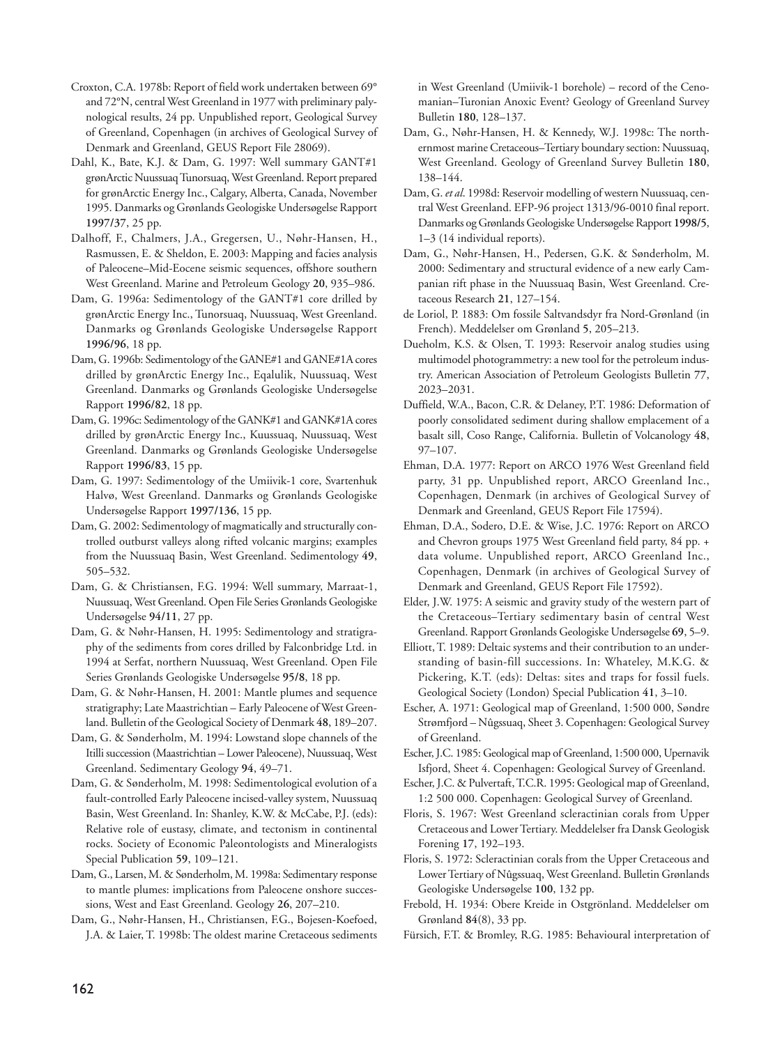Croxton, C.A. 1978b: Report of field work undertaken between 69° and 72°N, central West Greenland in 1977 with preliminary palynological results, 24 pp. Unpublished report, Geological Survey of Greenland, Copenhagen (in archives of Geological Survey of Denmark and Greenland, GEUS Report File 28069).

Dahl, K., Bate, K.J. & Dam, G. 1997: Well summary GANT#1 grønArctic Nuussuaq Tunorsuaq, West Greenland. Report prepared for grønArctic Energy Inc., Calgary, Alberta, Canada, November 1995. Danmarks og Grønlands Geologiske Undersøgelse Rapport **1997/37**, 25 pp.

Dalhoff, F., Chalmers, J.A., Gregersen, U., Nøhr-Hansen, H., Rasmussen, E. & Sheldon, E. 2003: Mapping and facies analysis of Paleocene–Mid-Eocene seismic sequences, offshore southern West Greenland. Marine and Petroleum Geology **20**, 935–986.

Dam, G. 1996a: Sedimentology of the GANT#1 core drilled by grønArctic Energy Inc., Tunorsuaq, Nuussuaq, West Greenland. Danmarks og Grønlands Geologiske Undersøgelse Rapport **1996/96**, 18 pp.

Dam, G. 1996b: Sedimentology of the GANE#1 and GANE#1A cores drilled by grønArctic Energy Inc., Eqalulik, Nuussuaq, West Greenland. Danmarks og Grønlands Geologiske Undersøgelse Rapport **1996/82**, 18 pp.

Dam, G. 1996c: Sedimentology of the GANK#1 and GANK#1A cores drilled by grønArctic Energy Inc., Kuussuaq, Nuussuaq, West Greenland. Danmarks og Grønlands Geologiske Undersøgelse Rapport **1996/83**, 15 pp.

Dam, G. 1997: Sedimentology of the Umiivik-1 core, Svartenhuk Halvø, West Greenland. Danmarks og Grønlands Geologiske Undersøgelse Rapport **1997/136**, 15 pp.

Dam, G. 2002: Sedimentology of magmatically and structurally controlled outburst valleys along rifted volcanic margins; examples from the Nuussuaq Basin, West Greenland. Sedimentology **49**, 505–532.

Dam, G. & Christiansen, F.G. 1994: Well summary, Marraat-1, Nuussuaq, West Greenland. Open File Series Grønlands Geologiske Undersøgelse **94/11**, 27 pp.

Dam, G. & Nøhr-Hansen, H. 1995: Sedimentology and stratigraphy of the sediments from cores drilled by Falconbridge Ltd. in 1994 at Serfat, northern Nuussuaq, West Greenland. Open File Series Grønlands Geologiske Undersøgelse **95/8**, 18 pp.

Dam, G. & Nøhr-Hansen, H. 2001: Mantle plumes and sequence stratigraphy; Late Maastrichtian – Early Paleocene of West Greenland. Bulletin of the Geological Society of Denmark **48**, 189–207.

Dam, G. & Sønderholm, M. 1994: Lowstand slope channels of the Itilli succession (Maastrichtian – Lower Paleocene), Nuussuaq, West Greenland. Sedimentary Geology **94**, 49–71.

Dam, G. & Sønderholm, M. 1998: Sedimentological evolution of a fault-controlled Early Paleocene incised-valley system, Nuussuaq Basin, West Greenland. In: Shanley, K.W. & McCabe, P.J. (eds): Relative role of eustasy, climate, and tectonism in continental rocks. Society of Economic Paleontologists and Mineralogists Special Publication **59**, 109–121.

Dam, G., Larsen, M. & Sønderholm, M. 1998a: Sedimentary response to mantle plumes: implications from Paleocene onshore successions, West and East Greenland. Geology **26**, 207–210.

Dam, G., Nøhr-Hansen, H., Christiansen, F.G., Bojesen-Koefoed, J.A. & Laier, T. 1998b: The oldest marine Cretaceous sediments in West Greenland (Umiivik-1 borehole) – record of the Cenomanian–Turonian Anoxic Event? Geology of Greenland Survey Bulletin **180**, 128–137.

Dam, G., Nøhr-Hansen, H. & Kennedy, W.J. 1998c: The northernmost marine Cretaceous–Tertiary boundary section: Nuussuaq, West Greenland. Geology of Greenland Survey Bulletin **180**, 138–144.

Dam, G. *et al.* 1998d: Reservoir modelling of western Nuussuaq, central West Greenland. EFP-96 project 1313/96-0010 final report. Danmarks og Grønlands Geologiske Undersøgelse Rapport **1998/5**, 1–3 (14 individual reports).

Dam, G., Nøhr-Hansen, H., Pedersen, G.K. & Sønderholm, M. 2000: Sedimentary and structural evidence of a new early Campanian rift phase in the Nuussuaq Basin, West Greenland. Cretaceous Research **21**, 127–154.

de Loriol, P. 1883: Om fossile Saltvandsdyr fra Nord-Grønland (in French). Meddelelser om Grønland **5**, 205–213.

Dueholm, K.S. & Olsen, T. 1993: Reservoir analog studies using multimodel photogrammetry: a new tool for the petroleum industry. American Association of Petroleum Geologists Bulletin 77, 2023–2031.

Duffield, W.A., Bacon, C.R. & Delaney, P.T. 1986: Deformation of poorly consolidated sediment during shallow emplacement of a basalt sill, Coso Range, California. Bulletin of Volcanology **48**, 97–107.

Ehman, D.A. 1977: Report on ARCO 1976 West Greenland field party, 31 pp. Unpublished report, ARCO Greenland Inc., Copenhagen, Denmark (in archives of Geological Survey of Denmark and Greenland, GEUS Report File 17594).

Ehman, D.A., Sodero, D.E. & Wise, J.C. 1976: Report on ARCO and Chevron groups 1975 West Greenland field party, 84 pp. + data volume. Unpublished report, ARCO Greenland Inc., Copenhagen, Denmark (in archives of Geological Survey of Denmark and Greenland, GEUS Report File 17592).

Elder, J.W. 1975: A seismic and gravity study of the western part of the Cretaceous–Tertiary sedimentary basin of central West Greenland. Rapport Grønlands Geologiske Undersøgelse **69**, 5–9.

Elliott, T. 1989: Deltaic systems and their contribution to an understanding of basin-fill successions. In: Whateley, M.K.G. & Pickering, K.T. (eds): Deltas: sites and traps for fossil fuels. Geological Society (London) Special Publication **41**, 3–10.

Escher, A. 1971: Geological map of Greenland, 1:500 000, Søndre Strømfjord – Nûgssuaq, Sheet 3. Copenhagen: Geological Survey of Greenland.

Escher, J.C. 1985: Geological map of Greenland, 1:500 000, Upernavik Isfjord, Sheet 4. Copenhagen: Geological Survey of Greenland.

Escher, J.C. & Pulvertaft, T.C.R. 1995: Geological map of Greenland, 1:2 500 000. Copenhagen: Geological Survey of Greenland.

Floris, S. 1967: West Greenland scleractinian corals from Upper Cretaceous and Lower Tertiary. Meddelelser fra Dansk Geologisk Forening **17**, 192–193.

Floris, S. 1972: Scleractinian corals from the Upper Cretaceous and Lower Tertiary of Nûgssuaq, West Greenland. Bulletin Grønlands Geologiske Undersøgelse **100**, 132 pp.

Frebold, H. 1934: Obere Kreide in Ostgrönland. Meddelelser om Grønland **84**(8), 33 pp.

Fürsich, F.T. & Bromley, R.G. 1985: Behavioural interpretation of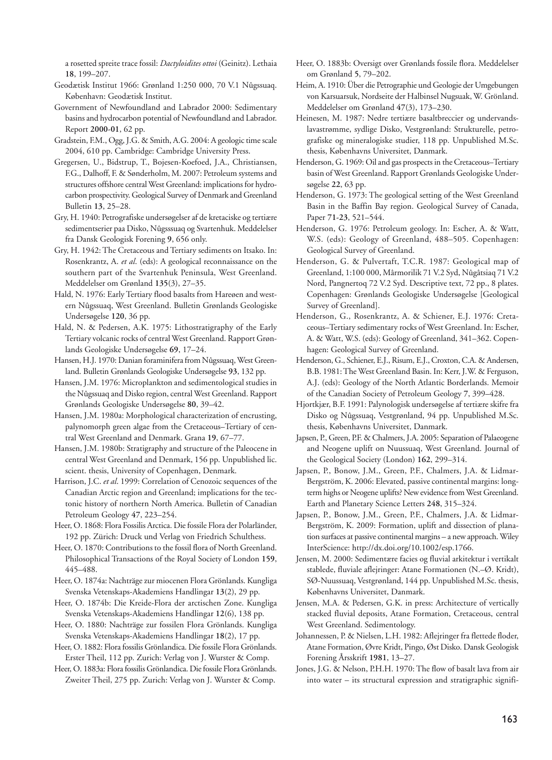a rosetted spreite trace fossil: *Dactyloidites ottoi* (Geinitz). Lethaia **18**, 199–207.

Geodætisk Institut 1966: Grønland 1:250 000, 70 V.1 Nûgssuaq. København: Geodætisk Institut.

Government of Newfoundland and Labrador 2000: Sedimentary basins and hydrocarbon potential of Newfoundland and Labrador. Report **2000-01**, 62 pp.

Gradstein, F.M., Ogg, J.G. & Smith, A.G. 2004: A geologic time scale 2004, 610 pp. Cambridge: Cambridge University Press.

Gregersen, U., Bidstrup, T., Bojesen-Koefoed, J.A., Christiansen, F.G., Dalhoff, F. & Sønderholm, M. 2007: Petroleum systems and structures offshore central West Greenland: implications for hydrocarbon prospectivity. Geological Survey of Denmark and Greenland Bulletin **13**, 25–28.

Gry, H. 1940: Petrografiske undersøgelser af de kretaciske og tertiære sedimentserier paa Disko, Nûgssuaq og Svartenhuk. Meddelelser fra Dansk Geologisk Forening **9**, 656 only.

Gry, H. 1942: The Cretaceous and Tertiary sediments on Itsako. In: Rosenkrantz, A. *et al.* (eds): A geological reconnaissance on the southern part of the Svartenhuk Peninsula, West Greenland. Meddelelser om Grønland **135**(3), 27–35.

Hald, N. 1976: Early Tertiary flood basalts from Hareøen and western Nûgssuaq, West Greenland. Bulletin Grønlands Geologiske Undersøgelse **120**, 36 pp.

Hald, N. & Pedersen, A.K. 1975: Lithostratigraphy of the Early Tertiary volcanic rocks of central West Greenland. Rapport Grønlands Geologiske Undersøgelse **69**, 17–24.

Hansen, H.J. 1970: Danian foraminifera from Nûgssuaq, West Greenland. Bulletin Grønlands Geologiske Undersøgelse **93**, 132 pp.

Hansen, J.M. 1976: Microplankton and sedimentological studies in the Nûgssuaq and Disko region, central West Greenland. Rapport Grønlands Geologiske Undersøgelse **80**, 39–42.

Hansen, J.M. 1980a: Morphological characterization of encrusting, palynomorph green algae from the Cretaceous–Tertiary of central West Greenland and Denmark. Grana **19**, 67–77.

Hansen, J.M. 1980b: Stratigraphy and structure of the Paleocene in central West Greenland and Denmark, 156 pp. Unpublished lic. scient. thesis, University of Copenhagen, Denmark.

Harrison, J.C. *et al*. 1999: Correlation of Cenozoic sequences of the Canadian Arctic region and Greenland; implications for the tectonic history of northern North America. Bulletin of Canadian Petroleum Geology **47**, 223–254.

Heer, O. 1868: Flora Fossilis Arctica. Die fossile Flora der Polarländer, 192 pp. Zürich: Druck und Verlag von Friedrich Schulthess.

Heer, O. 1870: Contributions to the fossil flora of North Greenland. Philosophical Transactions of the Royal Society of London **159**, 445–488.

Heer, O. 1874a: Nachträge zur miocenen Flora Grönlands. Kungliga Svenska Vetenskaps-Akademiens Handlingar **13**(2), 29 pp.

Heer, O. 1874b: Die Kreide-Flora der arctischen Zone. Kungliga Svenska Vetenskaps-Akademiens Handlingar **12**(6), 138 pp.

Heer, O. 1880: Nachträge zur fossilen Flora Grönlands. Kungliga Svenska Vetenskaps-Akademiens Handlingar **18**(2), 17 pp.

Heer, O. 1882: Flora fossilis Grönlandica. Die fossile Flora Grönlands. Erster Theil, 112 pp. Zurich: Verlag von J. Wurster & Comp.

Heer, O. 1883a: Flora fossilis Grönlandica. Die fossile Flora Grönlands. Zweiter Theil, 275 pp. Zurich: Verlag von J. Wurster & Comp.

Heer, O. 1883b: Oversigt over Grønlands fossile flora. Meddelelser om Grønland **5**, 79–202.

Heim, A. 1910: Über die Petrographie und Geologie der Umgebungen von Karsuarsuk, Nordseite der Halbinsel Nugsuak, W. Grönland. Meddelelser om Grønland **47**(3), 173–230.

Heinesen, M. 1987: Nedre tertiære basaltbreccier og undervandslavastrømme, sydlige Disko, Vestgrønland: Strukturelle, petrografiske og mineralogiske studier, 118 pp. Unpublished M.Sc. thesis, Københavns Universitet, Danmark.

Henderson, G. 1969: Oil and gas prospects in the Cretaceous–Tertiary basin of West Greenland. Rapport Grønlands Geologiske Undersøgelse **22**, 63 pp.

Henderson, G. 1973: The geological setting of the West Greenland Basin in the Baffin Bay region. Geological Survey of Canada, Paper **71-23**, 521–544.

Henderson, G. 1976: Petroleum geology. In: Escher, A. & Watt, W.S. (eds): Geology of Greenland, 488–505. Copenhagen: Geological Survey of Greenland.

Henderson, G. & Pulvertaft, T.C.R. 1987: Geological map of Greenland, 1:100 000, Mârmorilik 71 V.2 Syd, Nûgâtsiaq 71 V.2 Nord, Pangnertoq 72 V.2 Syd. Descriptive text, 72 pp., 8 plates. Copenhagen: Grønlands Geologiske Undersøgelse [Geological Survey of Greenland].

Henderson, G., Rosenkrantz, A. & Schiener, E.J. 1976: Cretaceous–Tertiary sedimentary rocks of West Greenland. In: Escher, A. & Watt, W.S. (eds): Geology of Greenland, 341–362. Copenhagen: Geological Survey of Greenland.

Henderson, G., Schiener, E.J., Risum, E.J., Croxton, C.A. & Andersen, B.B. 1981: The West Greenland Basin. In: Kerr, J.W. & Ferguson, A.J. (eds): Geology of the North Atlantic Borderlands. Memoir of the Canadian Society of Petroleum Geology **7**, 399–428.

Hjortkjær, B.F. 1991: Palynologisk undersøgelse af tertiære skifre fra Disko og Nûgssuaq, Vestgrønland, 94 pp. Unpublished M.Sc. thesis, Københavns Universitet, Danmark.

Japsen, P., Green, P.F. & Chalmers, J.A. 2005: Separation of Palaeogene and Neogene uplift on Nuussuaq, West Greenland. Journal of the Geological Society (London) **162**, 299–314.

Japsen, P., Bonow, J.M., Green, P.F., Chalmers, J.A. & Lidmar-Bergström, K. 2006: Elevated, passive continental margins: long-term highs or Neogene uplifts? New evidence from West Greenland. Earth and Planetary Science Letters **248**, 315–324.

Japsen, P., Bonow, J.M., Green, P.F., Chalmers, J.A. & Lidmar-Bergström, K. 2009: Formation, uplift and dissection of planation surfaces at passive continental margins – a new approach. Wiley InterScience: http://dx.doi.org/10.1002/esp.1766.

Jensen, M. 2000: Sedimentære facies og fluvial arkitektur i vertikalt stablede, fluviale aflejringer: Atane Formationen (N.–Ø. Kridt), SØ-Nuussuaq, Vestgrønland, 144 pp. Unpublished M.Sc. thesis, Københavns Universitet, Danmark.

Jensen, M.A. & Pedersen, G.K. in press: Architecture of vertically stacked fluvial deposits, Atane Formation, Cretaceous, central West Greenland. Sedimentology.

Johannessen, P. & Nielsen, L.H. 1982: Aflejringer fra flettede floder, Atane Formation, Øvre Kridt, Pingo, Øst Disko. Dansk Geologisk Forening Årsskrift **1981**, 13–27.

Jones, J.G. & Nelson, P.H.H. 1970: The flow of basalt lava from air into water – its structural expression and stratigraphic signifi-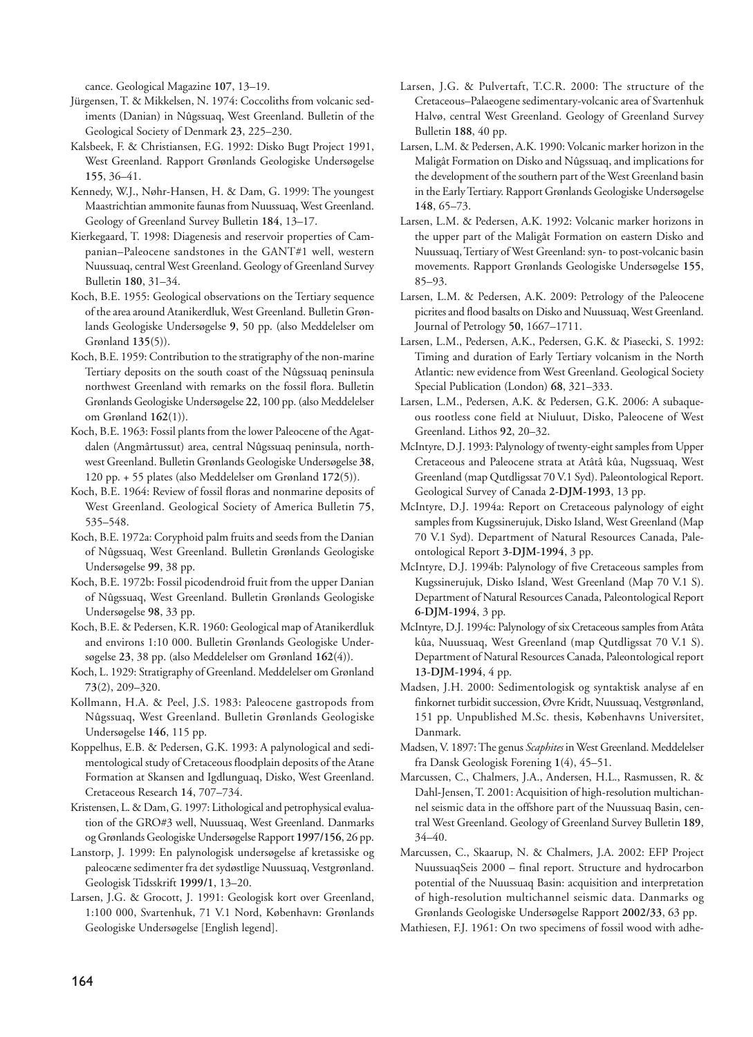cance. Geological Magazine **107**, 13–19.

Jürgensen, T. & Mikkelsen, N. 1974: Coccoliths from volcanic sediments (Danian) in Nûgssuaq, West Greenland. Bulletin of the Geological Society of Denmark **23**, 225–230.

Kalsbeek, F. & Christiansen, F.G. 1992: Disko Bugt Project 1991, West Greenland. Rapport Grønlands Geologiske Undersøgelse **155**, 36–41.

Kennedy, W.J., Nøhr-Hansen, H. & Dam, G. 1999: The youngest Maastrichtian ammonite faunas from Nuussuaq, West Greenland. Geology of Greenland Survey Bulletin **184**, 13–17.

Kierkegaard, T. 1998: Diagenesis and reservoir properties of Campanian–Paleocene sandstones in the GANT#1 well, western Nuussuaq, central West Greenland. Geology of Greenland Survey Bulletin **180**, 31–34.

Koch, B.E. 1955: Geological observations on the Tertiary sequence of the area around Atanikerdluk, West Greenland. Bulletin Grønlands Geologiske Undersøgelse **9**, 50 pp. (also Meddelelser om Grønland **135**(5)).

Koch, B.E. 1959: Contribution to the stratigraphy of the non-marine Tertiary deposits on the south coast of the Nûgssuaq peninsula northwest Greenland with remarks on the fossil flora. Bulletin Grønlands Geologiske Undersøgelse **22**, 100 pp. (also Meddelelser om Grønland **162**(1)).

Koch, B.E. 1963: Fossil plants from the lower Paleocene of the Agatdalen (Angmârtussut) area, central Nûgssuaq peninsula, northwest Greenland. Bulletin Grønlands Geologiske Undersøgelse **38**, 120 pp. + 55 plates (also Meddelelser om Grønland **172**(5)).

Koch, B.E. 1964: Review of fossil floras and nonmarine deposits of West Greenland. Geological Society of America Bulletin **75**, 535–548.

Koch, B.E. 1972a: Coryphoid palm fruits and seeds from the Danian of Nûgssuaq, West Greenland. Bulletin Grønlands Geologiske Undersøgelse **99**, 38 pp.

Koch, B.E. 1972b: Fossil picodendroid fruit from the upper Danian of Nûgssuaq, West Greenland. Bulletin Grønlands Geologiske Undersøgelse **98**, 33 pp.

Koch, B.E. & Pedersen, K.R. 1960: Geological map of Atanikerdluk and environs 1:10 000. Bulletin Grønlands Geologiske Undersøgelse **23**, 38 pp. (also Meddelelser om Grønland **162**(4)).

Koch, L. 1929: Stratigraphy of Greenland. Meddelelser om Grønland **73**(2), 209–320.

Kollmann, H.A. & Peel, J.S. 1983: Paleocene gastropods from Nûgssuaq, West Greenland. Bulletin Grønlands Geologiske Undersøgelse **146**, 115 pp.

Koppelhus, E.B. & Pedersen, G.K. 1993: A palynological and sedimentological study of Cretaceous floodplain deposits of the Atane Formation at Skansen and Igdlunguaq, Disko, West Greenland. Cretaceous Research **14**, 707–734.

Kristensen, L. & Dam, G. 1997: Lithological and petrophysical evaluation of the GRO#3 well, Nuussuaq, West Greenland. Danmarks og Grønlands Geologiske Undersøgelse Rapport **1997/156**, 26 pp.

Lanstorp, J. 1999: En palynologisk undersøgelse af kretassiske og paleocæne sedimenter fra det sydøstlige Nuussuaq, Vestgrønland. Geologisk Tidsskrift **1999/1**, 13–20.

Larsen, J.G. & Grocott, J. 1991: Geologisk kort over Greenland, 1:100 000, Svartenhuk, 71 V.1 Nord, København: Grønlands Geologiske Undersøgelse [English legend].

Larsen, J.G. & Pulvertaft, T.C.R. 2000: The structure of the Cretaceous–Palaeogene sedimentary-volcanic area of Svartenhuk Halvø, central West Greenland. Geology of Greenland Survey Bulletin **188**, 40 pp.

Larsen, L.M. & Pedersen, A.K. 1990: Volcanic marker horizon in the Maligât Formation on Disko and Nûgssuaq, and implications for the development of the southern part of the West Greenland basin in the Early Tertiary. Rapport Grønlands Geologiske Undersøgelse **148**, 65–73.

Larsen, L.M. & Pedersen, A.K. 1992: Volcanic marker horizons in the upper part of the Maligât Formation on eastern Disko and Nuussuaq, Tertiary of West Greenland: syn- to post-volcanic basin movements. Rapport Grønlands Geologiske Undersøgelse **155**, 85–93.

Larsen, L.M. & Pedersen, A.K. 2009: Petrology of the Paleocene picrites and flood basalts on Disko and Nuussuaq, West Greenland. Journal of Petrology **50**, 1667–1711.

Larsen, L.M., Pedersen, A.K., Pedersen, G.K. & Piasecki, S. 1992: Timing and duration of Early Tertiary volcanism in the North Atlantic: new evidence from West Greenland. Geological Society Special Publication (London) **68**, 321–333.

Larsen, L.M., Pedersen, A.K. & Pedersen, G.K. 2006: A subaqueous rootless cone field at Niuluut, Disko, Paleocene of West Greenland. Lithos **92**, 20–32.

McIntyre, D.J. 1993: Palynology of twenty-eight samples from Upper Cretaceous and Paleocene strata at Atâtâ kûa, Nugssuaq, West Greenland (map Qutdligssat 70 V.1 Syd). Paleontological Report. Geological Survey of Canada **2-DJM-1993**, 13 pp.

McIntyre, D.J. 1994a: Report on Cretaceous palynology of eight samples from Kugssinerujuk, Disko Island, West Greenland (Map 70 V.1 Syd). Department of Natural Resources Canada, Paleontological Report **3-DJM-1994**, 3 pp.

McIntyre, D.J. 1994b: Palynology of five Cretaceous samples from Kugssinerujuk, Disko Island, West Greenland (Map 70 V.1 S). Department of Natural Resources Canada, Paleontological Report **6-DJM-1994**, 3 pp.

McIntyre, D.J. 1994c: Palynology of six Cretaceous samples from Atâta kûa, Nuussuaq, West Greenland (map Qutdligssat 70 V.1 S). Department of Natural Resources Canada, Paleontological report **13-DJM-1994**, 4 pp.

Madsen, J.H. 2000: Sedimentologisk og syntaktisk analyse af en finkornet turbidit succession, Øvre Kridt, Nuussuaq, Vestgrønland, 151 pp. Unpublished M.Sc. thesis, Københavns Universitet, Danmark.

Madsen, V. 1897: The genus *Scaphites* in West Greenland. Meddelelser fra Dansk Geologisk Forening **1**(4), 45–51.

Marcussen, C., Chalmers, J.A., Andersen, H.L., Rasmussen, R. & Dahl-Jensen, T. 2001: Acquisition of high-resolution multichannel seismic data in the offshore part of the Nuussuaq Basin, central West Greenland. Geology of Greenland Survey Bulletin **189**, 34–40.

Marcussen, C., Skaarup, N. & Chalmers, J.A. 2002: EFP Project NuussuaqSeis 2000 – final report. Structure and hydrocarbon potential of the Nuussuaq Basin: acquisition and interpretation of high-resolution multichannel seismic data. Danmarks og Grønlands Geologiske Undersøgelse Rapport **2002/33**, 63 pp.

Mathiesen, F.J. 1961: On two specimens of fossil wood with adhe-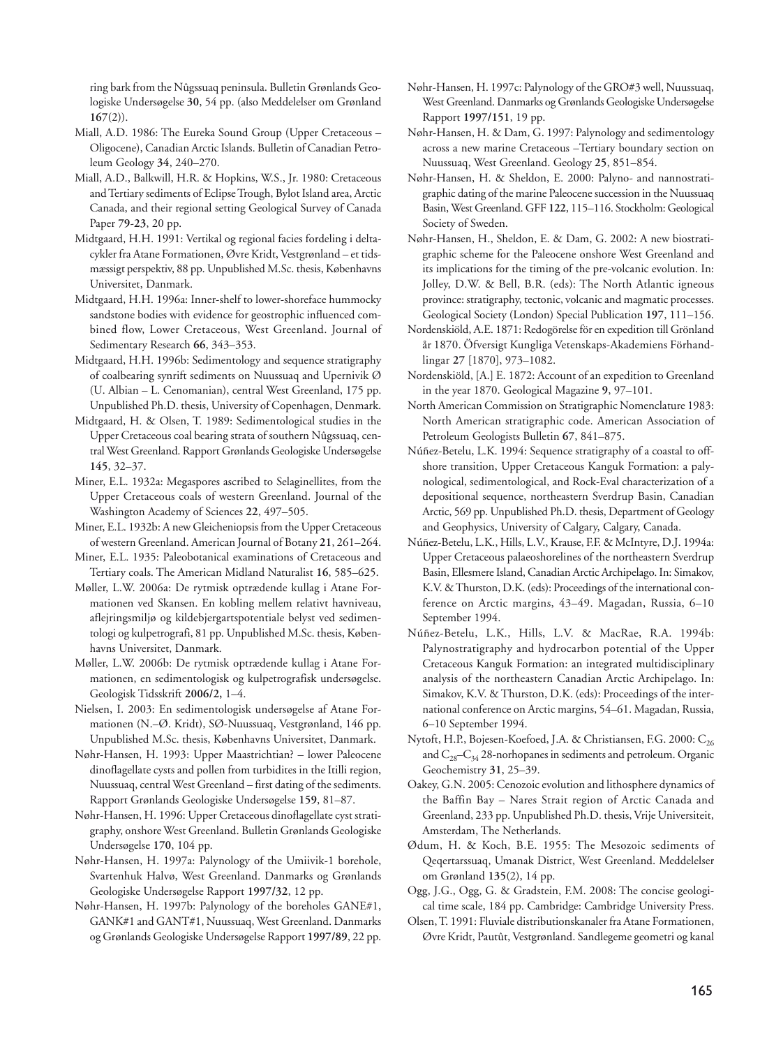ring bark from the Nûgssuaq peninsula. Bulletin Grønlands Geologiske Undersøgelse **30**, 54 pp. (also Meddelelser om Grønland **167**(2)).

Miall, A.D. 1986: The Eureka Sound Group (Upper Cretaceous – Oligocene), Canadian Arctic Islands. Bulletin of Canadian Petroleum Geology **34**, 240–270.

Miall, A.D., Balkwill, H.R. & Hopkins, W.S., Jr. 1980: Cretaceous and Tertiary sediments of Eclipse Trough, Bylot Island area, Arctic Canada, and their regional setting Geological Survey of Canada Paper **79-23**, 20 pp.

Midtgaard, H.H. 1991: Vertikal og regional facies fordeling i deltacykler fra Atane Formationen, Øvre Kridt, Vestgrønland – et tidsmæssigt perspektiv, 88 pp. Unpublished M.Sc. thesis, Københavns Universitet, Danmark.

Midtgaard, H.H. 1996a: Inner-shelf to lower-shoreface hummocky sandstone bodies with evidence for geostrophic influenced combined flow, Lower Cretaceous, West Greenland. Journal of Sedimentary Research **66**, 343–353.

Midtgaard, H.H. 1996b: Sedimentology and sequence stratigraphy of coalbearing synrift sediments on Nuussuaq and Upernivik Ø (U. Albian – L. Cenomanian), central West Greenland, 175 pp. Unpublished Ph.D. thesis, University of Copenhagen, Denmark.

Midtgaard, H. & Olsen, T. 1989: Sedimentological studies in the Upper Cretaceous coal bearing strata of southern Nûgssuaq, central West Greenland. Rapport Grønlands Geologiske Undersøgelse **145**, 32–37.

Miner, E.L. 1932a: Megaspores ascribed to Selaginellites, from the Upper Cretaceous coals of western Greenland. Journal of the Washington Academy of Sciences **22**, 497–505.

Miner, E.L. 1932b: A new Gleicheniopsis from the Upper Cretaceous of western Greenland. American Journal of Botany **21**, 261–264.

Miner, E.L. 1935: Paleobotanical examinations of Cretaceous and Tertiary coals. The American Midland Naturalist **16**, 585–625.

Møller, L.W. 2006a: De rytmisk optrædende kullag i Atane Formationen ved Skansen. En kobling mellem relativt havniveau, aflejringsmiljø og kildebjergartspotentiale belyst ved sedimentologi og kulpetrografi, 81 pp. Unpublished M.Sc. thesis, Københavns Universitet, Danmark.

Møller, L.W. 2006b: De rytmisk optrædende kullag i Atane Formationen, en sedimentologisk og kulpetrografisk undersøgelse. Geologisk Tidsskrift **2006/2**, 1–4.

Nielsen, I. 2003: En sedimentologisk undersøgelse af Atane Formationen (N.–Ø. Kridt), SØ-Nuussuaq, Vestgrønland, 146 pp. Unpublished M.Sc. thesis, Københavns Universitet, Danmark.

Nøhr-Hansen, H. 1993: Upper Maastrichtian? – lower Paleocene dinoflagellate cysts and pollen from turbidites in the Itilli region, Nuussuaq, central West Greenland – first dating of the sediments. Rapport Grønlands Geologiske Undersøgelse **159**, 81–87.

Nøhr-Hansen, H. 1996: Upper Cretaceous dinoflagellate cyst stratigraphy, onshore West Greenland. Bulletin Grønlands Geologiske Undersøgelse **170**, 104 pp.

Nøhr-Hansen, H. 1997a: Palynology of the Umiivik-1 borehole, Svartenhuk Halvø, West Greenland. Danmarks og Grønlands Geologiske Undersøgelse Rapport **1997/32**, 12 pp.

Nøhr-Hansen, H. 1997b: Palynology of the boreholes GANE#1, GANK#1 and GANT#1, Nuussuaq, West Greenland. Danmarks og Grønlands Geologiske Undersøgelse Rapport **1997/89**, 22 pp.

Nøhr-Hansen, H. 1997c: Palynology of the GRO#3 well, Nuussuaq, West Greenland. Danmarks og Grønlands Geologiske Undersøgelse Rapport **1997/151**, 19 pp.

Nøhr-Hansen, H. & Dam, G. 1997: Palynology and sedimentology across a new marine Cretaceous –Tertiary boundary section on Nuussuaq, West Greenland. Geology **25**, 851–854.

Nøhr-Hansen, H. & Sheldon, E. 2000: Palyno- and nannostratigraphic dating of the marine Paleocene succession in the Nuussuaq Basin, West Greenland. GFF **122**, 115–116. Stockholm: Geological Society of Sweden.

Nøhr-Hansen, H., Sheldon, E. & Dam, G. 2002: A new biostratigraphic scheme for the Paleocene onshore West Greenland and its implications for the timing of the pre-volcanic evolution. In: Jolley, D.W. & Bell, B.R. (eds): The North Atlantic igneous province: stratigraphy, tectonic, volcanic and magmatic processes. Geological Society (London) Special Publication **197**, 111–156.

Nordenskiöld, A.E. 1871: Redogörelse för en expedition till Grönland år 1870. Öfversigt Kungliga Vetenskaps-Akademiens Förhandlingar **27** [1870], 973–1082.

Nordenskiöld, [A.] E. 1872: Account of an expedition to Greenland in the year 1870. Geological Magazine **9**, 97–101.

North American Commission on Stratigraphic Nomenclature 1983: North American stratigraphic code. American Association of Petroleum Geologists Bulletin **67**, 841–875.

Núñez-Betelu, L.K. 1994: Sequence stratigraphy of a coastal to offshore transition, Upper Cretaceous Kanguk Formation: a palynological, sedimentological, and Rock-Eval characterization of a depositional sequence, northeastern Sverdrup Basin, Canadian Arctic, 569 pp. Unpublished Ph.D. thesis, Department of Geology and Geophysics, University of Calgary, Calgary, Canada.

Núñez-Betelu, L.K., Hills, L.V., Krause, F.F. & McIntyre, D.J. 1994a: Upper Cretaceous palaeoshorelines of the northeastern Sverdrup Basin, Ellesmere Island, Canadian Arctic Archipelago. In: Simakov, K.V. & Thurston, D.K. (eds): Proceedings of the international conference on Arctic margins, 43–49. Magadan, Russia, 6–10 September 1994.

Núñez-Betelu, L.K., Hills, L.V. & MacRae, R.A. 1994b: Palynostratigraphy and hydrocarbon potential of the Upper Cretaceous Kanguk Formation: an integrated multidisciplinary analysis of the northeastern Canadian Arctic Archipelago. In: Simakov, K.V. & Thurston, D.K. (eds): Proceedings of the international conference on Arctic margins, 54–61. Magadan, Russia, 6–10 September 1994.

Nytoft, H.P., Bojesen-Koefoed, J.A. & Christiansen, F.G. 2000: $C_{26}$ and $C_{28}$–$C_{34}$ 28-norhopanes in sediments and petroleum. Organic Geochemistry **31**, 25–39.

Oakey, G.N. 2005: Cenozoic evolution and lithosphere dynamics of the Baffin Bay – Nares Strait region of Arctic Canada and Greenland, 233 pp. Unpublished Ph.D. thesis, Vrije Universiteit, Amsterdam, The Netherlands.

Ødum, H. & Koch, B.E. 1955: The Mesozoic sediments of Qeqertarssuaq, Umanak District, West Greenland. Meddelelser om Grønland **135**(2), 14 pp.

Ogg, J.G., Ogg, G. & Gradstein, F.M. 2008: The concise geological time scale, 184 pp. Cambridge: Cambridge University Press.

Olsen, T. 1991: Fluviale distributionskanaler fra Atane Formationen, Øvre Kridt, Pautût, Vestgrønland. Sandlegeme geometri og kanal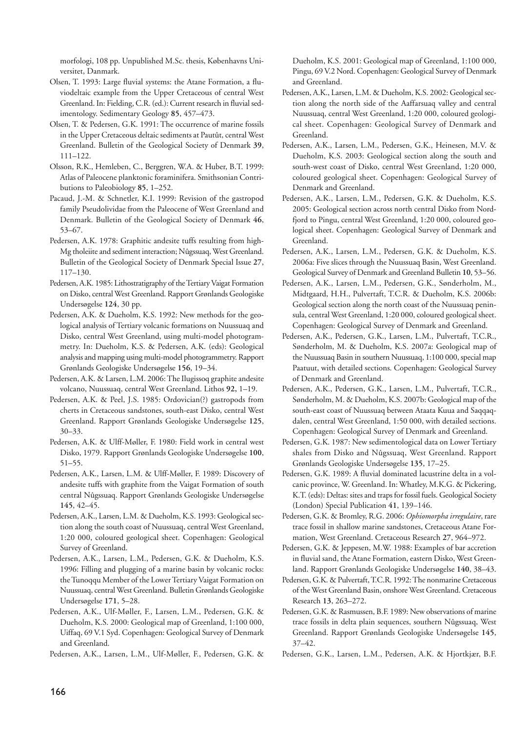morfologi, 108 pp. Unpublished M.Sc. thesis, Københavns Universitet, Danmark.

Olsen, T. 1993: Large fluvial systems: the Atane Formation, a fluviodeltaic example from the Upper Cretaceous of central West Greenland. In: Fielding, C.R. (ed.): Current research in fluvial sedimentology. Sedimentary Geology **85**, 457–473.

Olsen, T. & Pedersen, G.K. 1991: The occurrence of marine fossils in the Upper Cretaceous deltaic sediments at Pautût, central West Greenland. Bulletin of the Geological Society of Denmark **39**, 111–122.

Olsson, R.K., Hemleben, C., Berggren, W.A. & Huber, B.T. 1999: Atlas of Paleocene planktonic foraminifera. Smithsonian Contributions to Paleobiology **85**, 1–252.

Pacaud, J.-M. & Schnetler, K.I. 1999: Revision of the gastropod family Pseudolividae from the Paleocene of West Greenland and Denmark. Bulletin of the Geological Society of Denmark **46**, 53–67.

Pedersen, A.K. 1978: Graphitic andesite tuffs resulting from high-Mg tholeiite and sediment interaction; Nûgssuaq, West Greenland. Bulletin of the Geological Society of Denmark Special Issue **27**, 117–130.

Pedersen, A.K. 1985: Lithostratigraphy of the Tertiary Vaigat Formation on Disko, central West Greenland. Rapport Grønlands Geologiske Undersøgelse **124**, 30 pp.

Pedersen, A.K. & Dueholm, K.S. 1992: New methods for the geological analysis of Tertiary volcanic formations on Nuussuaq and Disko, central West Greenland, using multi-model photogrammetry. In: Dueholm, K.S. & Pedersen, A.K. (eds): Geological analysis and mapping using multi-model photogrammetry. Rapport Grønlands Geologiske Undersøgelse **156**, 19–34.

Pedersen, A.K. & Larsen, L.M. 2006: The Ilugissoq graphite andesite volcano, Nuussuaq, central West Greenland. Lithos **92,** 1–19.

Pedersen, A.K. & Peel, J.S. 1985: Ordovician(?) gastropods from cherts in Cretaceous sandstones, south-east Disko, central West Greenland. Rapport Grønlands Geologiske Undersøgelse **125**, 30–33.

Pedersen, A.K. & Ulff-Møller, F. 1980: Field work in central west Disko, 1979. Rapport Grønlands Geologiske Undersøgelse **100**, 51–55.

Pedersen, A.K., Larsen, L.M. & Ulff-Møller, F. 1989: Discovery of andesite tuffs with graphite from the Vaigat Formation of south central Nûgssuaq. Rapport Grønlands Geologiske Undersøgelse **145**, 42–45.

Pedersen, A.K., Larsen, L.M. & Dueholm, K.S. 1993: Geological section along the south coast of Nuussuaq, central West Greenland, 1:20 000, coloured geological sheet. Copenhagen: Geological Survey of Greenland.

Pedersen, A.K., Larsen, L.M., Pedersen, G.K. & Dueholm, K.S. 1996: Filling and plugging of a marine basin by volcanic rocks: the Tunoqqu Member of the Lower Tertiary Vaigat Formation on Nuussuaq, central West Greenland. Bulletin Grønlands Geologiske Undersøgelse **171**, 5–28.

Pedersen, A.K., Ulf-Møller, F., Larsen, L.M., Pedersen, G.K. & Dueholm, K.S. 2000: Geological map of Greenland, 1:100 000, Uiffaq, 69 V.1 Syd. Copenhagen: Geological Survey of Denmark and Greenland.

Pedersen, A.K., Larsen, L.M., Ulf-Møller, F., Pedersen, G.K. & Dueholm, K.S. 2001: Geological map of Greenland, 1:100 000, Pingu, 69 V.2 Nord. Copenhagen: Geological Survey of Denmark and Greenland.

Pedersen, A.K., Larsen, L.M. & Dueholm, K.S. 2002: Geological section along the north side of the Aaffarsuaq valley and central Nuussuaq, central West Greenland, 1:20 000, coloured geological sheet. Copenhagen: Geological Survey of Denmark and Greenland.

Pedersen, A.K., Larsen, L.M., Pedersen, G.K., Heinesen, M.V. & Dueholm, K.S. 2003: Geological section along the south and south-west coast of Disko, central West Greenland, 1:20 000, coloured geological sheet. Copenhagen: Geological Survey of Denmark and Greenland.

Pedersen, A.K., Larsen, L.M., Pedersen, G.K. & Dueholm, K.S. 2005: Geological section across north central Disko from Nordfjord to Pingu, central West Greenland, 1:20 000, coloured geological sheet. Copenhagen: Geological Survey of Denmark and Greenland.

Pedersen, A.K., Larsen, L.M., Pedersen, G.K. & Dueholm, K.S. 2006a: Five slices through the Nuussuaq Basin, West Greenland. Geological Survey of Denmark and Greenland Bulletin **10**, 53–56.

Pedersen, A.K., Larsen, L.M., Pedersen, G.K., Sønderholm, M., Midtgaard, H.H., Pulvertaft, T.C.R. & Dueholm, K.S. 2006b: Geological section along the north coast of the Nuussuaq peninsula, central West Greenland, 1:20 000, coloured geological sheet. Copenhagen: Geological Survey of Denmark and Greenland.

Pedersen, A.K., Pedersen, G.K., Larsen, L.M., Pulvertaft, T.C.R., Sønderholm, M. & Dueholm, K.S. 2007a: Geological map of the Nuussuaq Basin in southern Nuussuaq, 1:100 000, special map Paatuut, with detailed sections. Copenhagen: Geological Survey of Denmark and Greenland.

Pedersen, A.K., Pedersen, G.K., Larsen, L.M., Pulvertaft, T.C.R., Sønderholm, M. & Dueholm, K.S. 2007b: Geological map of the south-east coast of Nuussuaq between Ataata Kuua and Saqqaqdalen, central West Greenland, 1:50 000, with detailed sections. Copenhagen: Geological Survey of Denmark and Greenland.

Pedersen, G.K. 1987: New sedimentological data on Lower Tertiary shales from Disko and Nûgssuaq, West Greenland. Rapport Grønlands Geologiske Undersøgelse **135**, 17–25.

Pedersen, G.K. 1989: A fluvial dominated lacustrine delta in a volcanic province, W. Greenland. In: Whatley, M.K.G. & Pickering, K.T. (eds): Deltas: sites and traps for fossil fuels. Geological Society (London) Special Publication **41**, 139–146.

Pedersen, G.K. & Bromley, R.G. 2006: *Ophiomorpha irregulaire*, rare trace fossil in shallow marine sandstones, Cretaceous Atane Formation, West Greenland. Cretaceous Research **27**, 964–972.

Pedersen, G.K. & Jeppesen, M.W. 1988: Examples of bar accretion in fluvial sand, the Atane Formation, eastern Disko, West Greenland. Rapport Grønlands Geologiske Undersøgelse **140**, 38–43.

Pedersen, G.K. & Pulvertaft, T.C.R. 1992: The nonmarine Cretaceous of the West Greenland Basin, onshore West Greenland. Cretaceous Research **13**, 263–272.

Pedersen, G.K. & Rasmussen, B.F. 1989: New observations of marine trace fossils in delta plain sequences, southern Nûgssuaq, West Greenland. Rapport Grønlands Geologiske Undersøgelse **145**, 37–42.

Pedersen, G.K., Larsen, L.M., Pedersen, A.K. & Hjortkjær, B.F.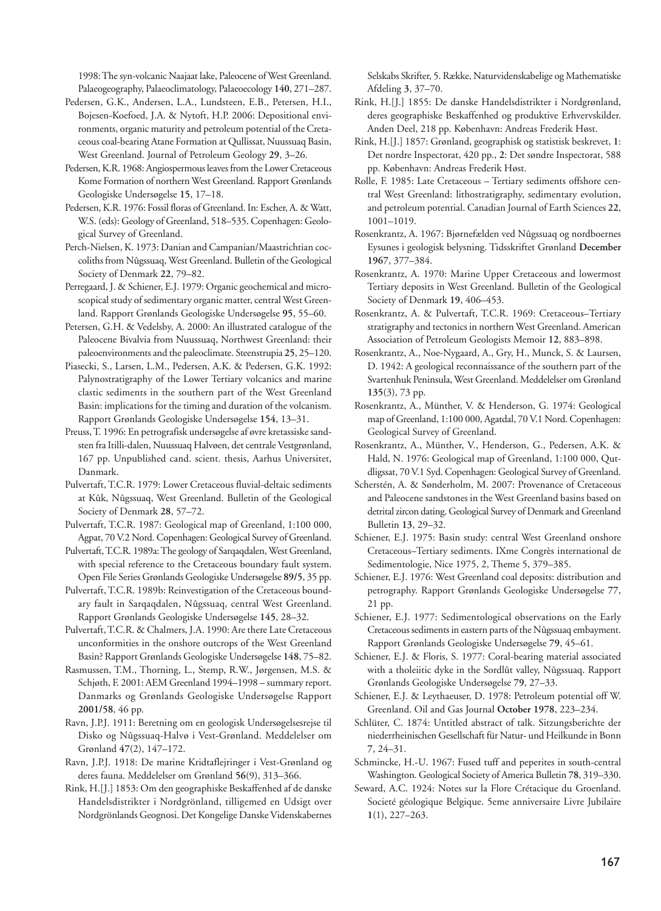1998: The syn-volcanic Naajaat lake, Paleocene of West Greenland. Palaeogeography, Palaeoclimatology, Palaeoecology **140**, 271–287.

Pedersen, G.K., Andersen, L.A., Lundsteen, E.B., Petersen, H.I., Bojesen-Koefoed, J.A. & Nytoft, H.P. 2006: Depositional environments, organic maturity and petroleum potential of the Cretaceous coal-bearing Atane Formation at Qullissat, Nuussuaq Basin, West Greenland. Journal of Petroleum Geology **29**, 3–26.

Pedersen, K.R. 1968: Angiospermous leaves from the Lower Cretaceous Kome Formation of northern West Greenland. Rapport Grønlands Geologiske Undersøgelse **15**, 17–18.

Pedersen, K.R. 1976: Fossil floras of Greenland. In: Escher, A. & Watt, W.S. (eds): Geology of Greenland, 518–535. Copenhagen: Geological Survey of Greenland.

Perch-Nielsen, K. 1973: Danian and Campanian/Maastrichtian coccoliths from Nûgssuaq, West Greenland. Bulletin of the Geological Society of Denmark **22**, 79–82.

Perregaard, J. & Schiener, E.J. 1979: Organic geochemical and microscopical study of sedimentary organic matter, central West Greenland. Rapport Grønlands Geologiske Undersøgelse **95**, 55–60.

Petersen, G.H. & Vedelsby, A. 2000: An illustrated catalogue of the Paleocene Bivalvia from Nuussuaq, Northwest Greenland: their paleoenvironments and the paleoclimate. Steenstrupia **25**, 25–120.

Piasecki, S., Larsen, L.M., Pedersen, A.K. & Pedersen, G.K. 1992: Palynostratigraphy of the Lower Tertiary volcanics and marine clastic sediments in the southern part of the West Greenland Basin: implications for the timing and duration of the volcanism. Rapport Grønlands Geologiske Undersøgelse **154**, 13–31.

Preuss, T. 1996: En petrografisk undersøgelse af øvre kretassiske sandsten fra Itilli-dalen, Nuussuaq Halvøen, det centrale Vestgrønland, 167 pp. Unpublished cand. scient. thesis, Aarhus Universitet, Danmark.

Pulvertaft, T.C.R. 1979: Lower Cretaceous fluvial-deltaic sediments at Kûk, Nûgssuaq, West Greenland. Bulletin of the Geological Society of Denmark **28**, 57–72.

Pulvertaft, T.C.R. 1987: Geological map of Greenland, 1:100 000, Agpat, 70 V.2 Nord. Copenhagen: Geological Survey of Greenland.

Pulvertaft, T.C.R. 1989a: The geology of Sarqaqdalen, West Greenland, with special reference to the Cretaceous boundary fault system. Open File Series Grønlands Geologiske Undersøgelse **89/5**, 35 pp.

Pulvertaft, T.C.R. 1989b: Reinvestigation of the Cretaceous boundary fault in Sarqaqdalen, Nûgssuaq, central West Greenland. Rapport Grønlands Geologiske Undersøgelse **145**, 28–32.

Pulvertaft, T.C.R. & Chalmers, J.A. 1990: Are there Late Cretaceous unconformities in the onshore outcrops of the West Greenland Basin? Rapport Grønlands Geologiske Undersøgelse **148**, 75–82.

Rasmussen, T.M., Thorning, L., Stemp, R.W., Jørgensen, M.S. & Schjøth, F. 2001: AEM Greenland 1994–1998 – summary report. Danmarks og Grønlands Geologiske Undersøgelse Rapport **2001/58**, 46 pp.

Ravn, J.P.J. 1911: Beretning om en geologisk Undersøgelsesrejse til Disko og Nûgssuaq-Halvø i Vest-Grønland. Meddelelser om Grønland **47**(2), 147–172.

Ravn, J.P.J. 1918: De marine Kridtaflejringer i Vest-Grønland og deres fauna. Meddelelser om Grønland **56**(9), 313–366.

Rink, H.[J.] 1853: Om den geographiske Beskaffenhed af de danske Handelsdistrikter i Nordgrönland, tilligemed en Udsigt over Nordgrönlands Geognosi. Det Kongelige Danske Videnskabernes Selskabs Skrifter, 5. Række, Naturvidenskabelige og Mathematiske Afdeling **3**, 37–70.

Rink, H.[J.] 1855: De danske Handelsdistrikter i Nordgrønland, deres geographiske Beskaffenhed og produktive Erhvervskilder. Anden Deel, 218 pp. København: Andreas Frederik Høst.

Rink, H.[J.] 1857: Grønland, geographisk og statistisk beskrevet, **1**: Det nordre Inspectorat, 420 pp., **2**: Det søndre Inspectorat, 588 pp. København: Andreas Frederik Høst.

Rolle, F. 1985: Late Cretaceous – Tertiary sediments offshore central West Greenland: lithostratigraphy, sedimentary evolution, and petroleum potential. Canadian Journal of Earth Sciences **22**, 1001–1019.

Rosenkrantz, A. 1967: Bjørnefælden ved Nûgssuaq og nordboernes Eysunes i geologisk belysning. Tidsskriftet Grønland **December 1967**, 377–384.

Rosenkrantz, A. 1970: Marine Upper Cretaceous and lowermost Tertiary deposits in West Greenland. Bulletin of the Geological Society of Denmark **19**, 406–453.

Rosenkrantz, A. & Pulvertaft, T.C.R. 1969: Cretaceous–Tertiary stratigraphy and tectonics in northern West Greenland. American Association of Petroleum Geologists Memoir **12**, 883–898.

Rosenkrantz, A., Noe-Nygaard, A., Gry, H., Munck, S. & Laursen, D. 1942: A geological reconnaissance of the southern part of the Svartenhuk Peninsula, West Greenland. Meddelelser om Grønland **135**(3), 73 pp.

Rosenkrantz, A., Münther, V. & Henderson, G. 1974: Geological map of Greenland, 1:100 000, Agatdal, 70 V.1 Nord. Copenhagen: Geological Survey of Greenland.

Rosenkrantz, A., Münther, V., Henderson, G., Pedersen, A.K. & Hald, N. 1976: Geological map of Greenland, 1:100 000, Qutdligssat, 70 V.1 Syd. Copenhagen: Geological Survey of Greenland.

Scherstén, A. & Sønderholm, M. 2007: Provenance of Cretaceous and Paleocene sandstones in the West Greenland basins based on detrital zircon dating. Geological Survey of Denmark and Greenland Bulletin **13**, 29–32.

Schiener, E.J. 1975: Basin study: central West Greenland onshore Cretaceous–Tertiary sediments. IXme Congrès international de Sedimentologie, Nice 1975, 2, Theme 5, 379–385.

Schiener, E.J. 1976: West Greenland coal deposits: distribution and petrography. Rapport Grønlands Geologiske Undersøgelse 77, 21 pp.

Schiener, E.J. 1977: Sedimentological observations on the Early Cretaceous sediments in eastern parts of the Nûgssuaq embayment. Rapport Grønlands Geologiske Undersøgelse **79**, 45–61.

Schiener, E.J. & Floris, S. 1977: Coral-bearing material associated with a tholeiitic dyke in the Sordlût valley, Nûgssuaq. Rapport Grønlands Geologiske Undersøgelse **79**, 27–33.

Schiener, E.J. & Leythaeuser, D. 1978: Petroleum potential off W. Greenland. Oil and Gas Journal **October 1978**, 223–234.

Schlüter, C. 1874: Untitled abstract of talk. Sitzungsberichte der niederrheinischen Gesellschaft für Natur- und Heilkunde in Bonn **7**, 24–31.

Schmincke, H.-U. 1967: Fused tuff and peperites in south-central Washington. Geological Society of America Bulletin **78**, 319–330.

Seward, A.C. 1924: Notes sur la Flore Crétacique du Groenland. Societé géologique Belgique. 5eme anniversaire Livre Jubilaire **1**(1), 227–263.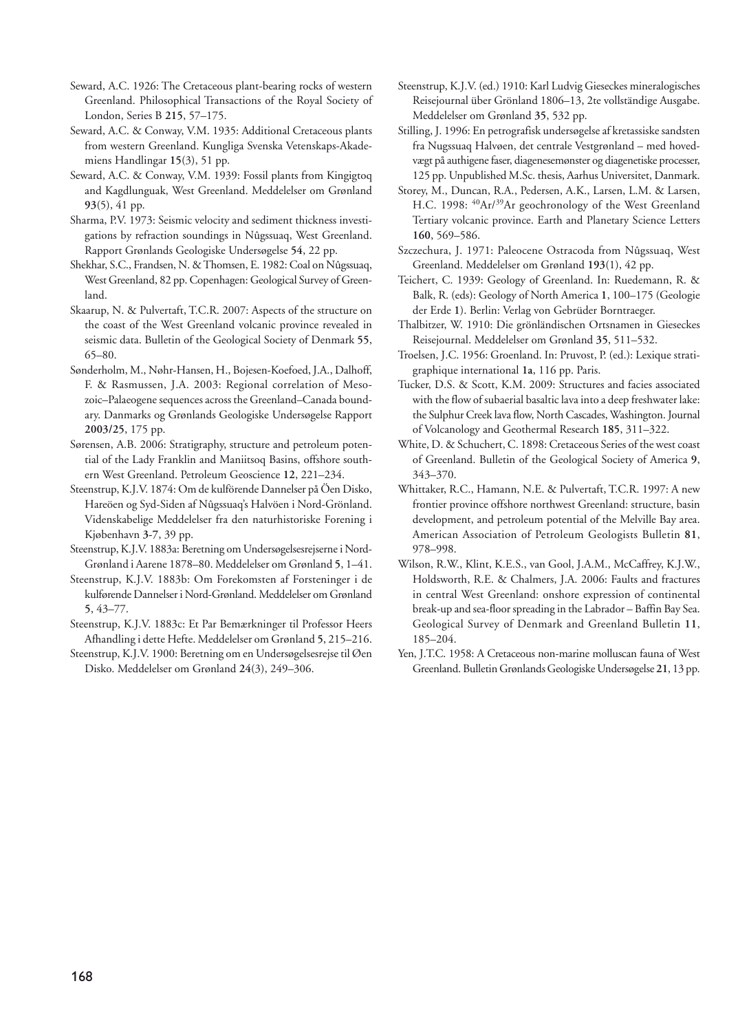Seward, A.C. 1926: The Cretaceous plant-bearing rocks of western Greenland. Philosophical Transactions of the Royal Society of London, Series B **215**, 57–175.

Seward, A.C. & Conway, V.M. 1935: Additional Cretaceous plants from western Greenland. Kungliga Svenska Vetenskaps-Akademiens Handlingar **15**(3), 51 pp.

Seward, A.C. & Conway, V.M. 1939: Fossil plants from Kingigtoq and Kagdlunguak, West Greenland. Meddelelser om Grønland **93**(5), 41 pp.

Sharma, P.V. 1973: Seismic velocity and sediment thickness investigations by refraction soundings in Nûgssuaq, West Greenland. Rapport Grønlands Geologiske Undersøgelse **54**, 22 pp.

Shekhar, S.C., Frandsen, N. & Thomsen, E. 1982: Coal on Nûgssuaq, West Greenland, 82 pp. Copenhagen: Geological Survey of Greenland.

Skaarup, N. & Pulvertaft, T.C.R. 2007: Aspects of the structure on the coast of the West Greenland volcanic province revealed in seismic data. Bulletin of the Geological Society of Denmark **55**, 65–80.

Sønderholm, M., Nøhr-Hansen, H., Bojesen-Koefoed, J.A., Dalhoff, F. & Rasmussen, J.A. 2003: Regional correlation of Mesozoic–Palaeogene sequences across the Greenland–Canada boundary. Danmarks og Grønlands Geologiske Undersøgelse Rapport **2003/25**, 175 pp.

Sørensen, A.B. 2006: Stratigraphy, structure and petroleum potential of the Lady Franklin and Maniitsoq Basins, offshore southern West Greenland. Petroleum Geoscience **12**, 221–234.

Steenstrup, K.J.V. 1874: Om de kulförende Dannelser på Öen Disko, Hareöen og Syd-Siden af Nûgssuaq's Halvöen i Nord-Grönland. Videnskabelige Meddelelser fra den naturhistoriske Forening i Kjøbenhavn **3-7**, 39 pp.

Steenstrup, K.J.V. 1883a: Beretning om Undersøgelsesrejserne i Nord-Grønland i Aarene 1878–80. Meddelelser om Grønland **5**, 1–41.

Steenstrup, K.J.V. 1883b: Om Forekomsten af Forsteninger i de kulførende Dannelser i Nord-Grønland. Meddelelser om Grønland **5**, 43–77.

Steenstrup, K.J.V. 1883c: Et Par Bemærkninger til Professor Heers Afhandling i dette Hefte. Meddelelser om Grønland **5**, 215–216.

Steenstrup, K.J.V. 1900: Beretning om en Undersøgelsesrejse til Øen Disko. Meddelelser om Grønland **24**(3), 249–306.

Steenstrup, K.J.V. (ed.) 1910: Karl Ludvig Gieseckes mineralogisches Reisejournal über Grönland 1806–13, 2te vollständige Ausgabe. Meddelelser om Grønland **35**, 532 pp.

Stilling, J. 1996: En petrografisk undersøgelse af kretassiske sandsten fra Nugssuaq Halvøen, det centrale Vestgrønland – med hovedvægt på authigene faser, diagenesemønster og diagenetiske processer, 125 pp. Unpublished M.Sc. thesis, Aarhus Universitet, Danmark.

Storey, M., Duncan, R.A., Pedersen, A.K., Larsen, L.M. & Larsen, H.C. 1998: $^{40}Ar/^{39}Ar$ geochronology of the West Greenland Tertiary volcanic province. Earth and Planetary Science Letters **160**, 569–586.

Szczechura, J. 1971: Paleocene Ostracoda from Nûgssuaq, West Greenland. Meddelelser om Grønland **193**(1), 42 pp.

Teichert, C. 1939: Geology of Greenland. In: Ruedemann, R. & Balk, R. (eds): Geology of North America **1**, 100–175 (Geologie der Erde **1**). Berlin: Verlag von Gebrüder Borntraeger.

Thalbitzer, W. 1910: Die grönländischen Ortsnamen in Gieseckes Reisejournal. Meddelelser om Grønland **35**, 511–532.

Troelsen, J.C. 1956: Groenland. In: Pruvost, P. (ed.): Lexique stratigraphique international **1a**, 116 pp. Paris.

Tucker, D.S. & Scott, K.M. 2009: Structures and facies associated with the flow of subaerial basaltic lava into a deep freshwater lake: the Sulphur Creek lava flow, North Cascades, Washington. Journal of Volcanology and Geothermal Research **185**, 311–322.

White, D. & Schuchert, C. 1898: Cretaceous Series of the west coast of Greenland. Bulletin of the Geological Society of America **9**, 343–370.

Whittaker, R.C., Hamann, N.E. & Pulvertaft, T.C.R. 1997: A new frontier province offshore northwest Greenland: structure, basin development, and petroleum potential of the Melville Bay area. American Association of Petroleum Geologists Bulletin **81**, 978–998.

Wilson, R.W., Klint, K.E.S., van Gool, J.A.M., McCaffrey, K.J.W., Holdsworth, R.E. & Chalmers, J.A. 2006: Faults and fractures in central West Greenland: onshore expression of continental break-up and sea-floor spreading in the Labrador – Baffin Bay Sea. Geological Survey of Denmark and Greenland Bulletin **11**, 185–204.

Yen, J.T.C. 1958: A Cretaceous non-marine molluscan fauna of West Greenland. Bulletin Grønlands Geologiske Undersøgelse **21**, 13 pp.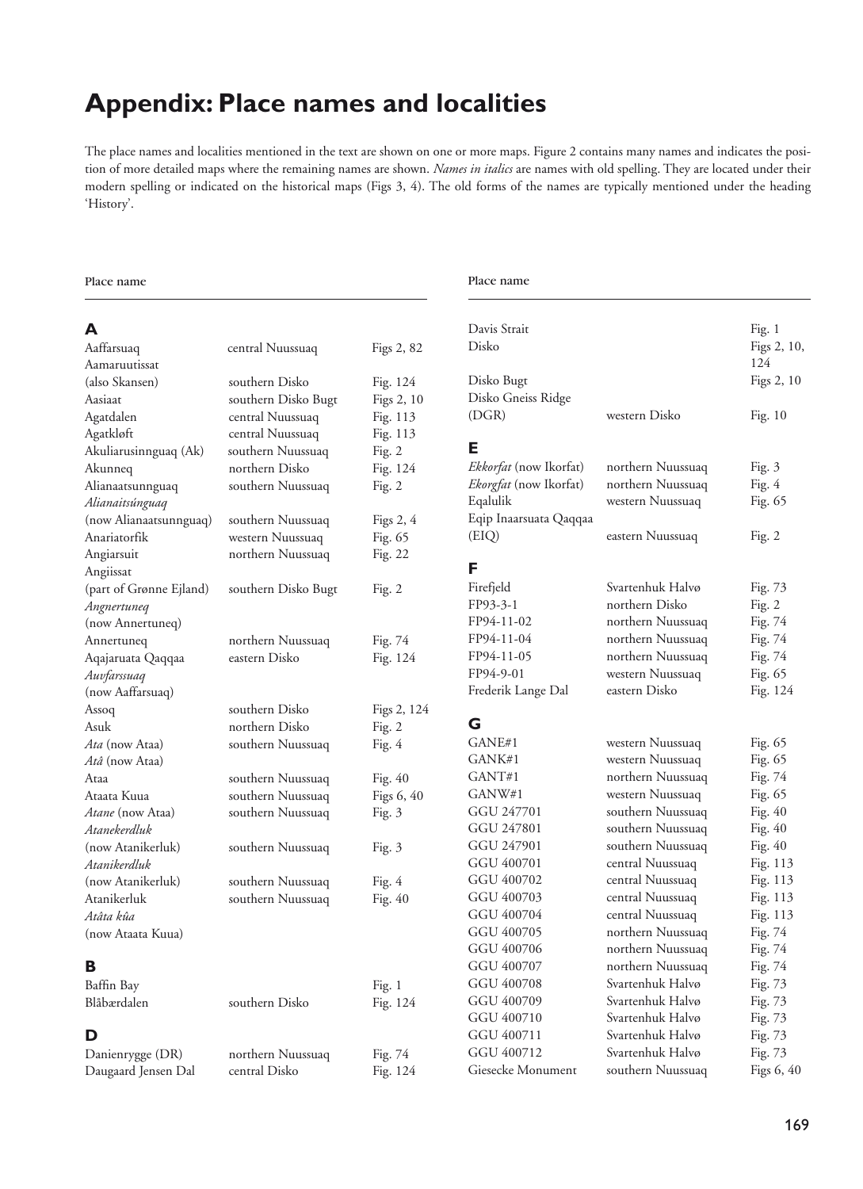# Appendix: Place names and localities

The place names and localities mentioned in the text are shown on one or more maps. Figure 2 contains many names and indicates the position of more detailed maps where the remaining names are shown. *Names in italics* are names with old spelling. They are located under their modern spelling or indicated on the historical maps (Figs 3, 4). The old forms of the names are typically mentioned under the heading 'History'.

| Place name | | |
|---|---|---|
| **A** | | |
| Aaffarsuaq | central Nuussuaq | Figs 2, 82 |
| Aamaruutissat (also Skansen) | southern Disko | Fig. 124 |
| Aasiaat | southern Disko Bugt | Figs 2, 10 |
| Agatdalen | central Nuussuaq | Fig. 113 |
| Agatkløft | central Nuussuaq | Fig. 113 |
| Akuliarusinnguaq (Ak) | southern Nuussuaq | Fig. 2 |
| Akunneq | northern Disko | Fig. 124 |
| Alianaatsunnguaq | southern Nuussuaq | Fig. 2 |
| *Alianaitsúnguaq* (now Alianaatsunnguaq) | southern Nuussuaq | Figs 2, 4 |
| Anariatorfik | western Nuussuaq | Fig. 65 |
| Angiarsuit | northern Nuussuaq | Fig. 22 |
| Angiissat (part of Grønne Ejland) | southern Disko Bugt | Fig. 2 |
| *Angnertuneq* (now Annertuneq) | | |
| Annertuneq | northern Nuussuaq | Fig. 74 |
| Aqajaruata Qaqqaa | eastern Disko | Fig. 124 |
| *Auvfarssuaq* (now Aaffarsuaq) | | |
| Assoq | southern Disko | Figs 2, 124 |
| Asuk | northern Disko | Fig. 2 |
| *Ata* (now Ataa) | southern Nuussuaq | Fig. 4 |
| *Atâ* (now Ataa) | | |
| Ataa | southern Nuussuaq | Fig. 40 |
| Ataata Kuua | southern Nuussuaq | Figs 6, 40 |
| *Atane* (now Ataa) | southern Nuussuaq | Fig. 3 |
| *Atanekerdluk* (now Atanikerluk) | southern Nuussuaq | Fig. 3 |
| *Atanikerdluk* (now Atanikerluk) | southern Nuussuaq | Fig. 4 |
| Atanikerluk | southern Nuussuaq | Fig. 40 |
| *Atâta kûa* (now Ataata Kuua) | | |
| **B** | | |
| Baffin Bay | | Fig. 1 |
| Blåbærdalen | southern Disko | Fig. 124 |
| **D** | | |
| Danienrygge (DR) | northern Nuussuaq | Fig. 74 |
| Daugaard Jensen Dal | central Disko | Fig. 124 |
| Davis Strait | | Fig. 1 |
| Disko | | Figs 2, 10, 124 |
| Disko Bugt | | Figs 2, 10 |
| Disko Gneiss Ridge (DGR) | western Disko | Fig. 10 |
| **E** | | |
| *Ekkorfat* (now Ikorfat) | northern Nuussuaq | Fig. 3 |
| *Ekorgfat* (now Ikorfat) | northern Nuussuaq | Fig. 4 |
| Eqalulik | western Nuussuaq | Fig. 65 |
| Eqip Inaarsuata Qaqqaa (EIQ) | eastern Nuussuaq | Fig. 2 |
| **F** | | |
| Firefjeld | Svartenhuk Halvø | Fig. 73 |
| FP93-3-1 | northern Disko | Fig. 2 |
| FP94-11-02 | northern Nuussuaq | Fig. 74 |
| FP94-11-04 | northern Nuussuaq | Fig. 74 |
| FP94-11-05 | northern Nuussuaq | Fig. 74 |
| FP94-9-01 | western Nuussuaq | Fig. 65 |
| Frederik Lange Dal | eastern Disko | Fig. 124 |
| **G** | | |
| GANE#1 | western Nuussuaq | Fig. 65 |
| GANK#1 | western Nuussuaq | Fig. 65 |
| GANT#1 | northern Nuussuaq | Fig. 74 |
| GANW#1 | western Nuussuaq | Fig. 65 |
| GGU 247701 | southern Nuussuaq | Fig. 40 |
| GGU 247801 | southern Nuussuaq | Fig. 40 |
| GGU 247901 | southern Nuussuaq | Fig. 40 |
| GGU 400701 | central Nuussuaq | Fig. 113 |
| GGU 400702 | central Nuussuaq | Fig. 113 |
| GGU 400703 | central Nuussuaq | Fig. 113 |
| GGU 400704 | central Nuussuaq | Fig. 113 |
| GGU 400705 | northern Nuussuaq | Fig. 74 |
| GGU 400706 | northern Nuussuaq | Fig. 74 |
| GGU 400707 | northern Nuussuaq | Fig. 74 |
| GGU 400708 | Svartenhuk Halvø | Fig. 73 |
| GGU 400709 | Svartenhuk Halvø | Fig. 73 |
| GGU 400710 | Svartenhuk Halvø | Fig. 73 |
| GGU 400711 | Svartenhuk Halvø | Fig. 73 |
| GGU 400712 | Svartenhuk Halvø | Fig. 73 |
| Giesecke Monument | southern Nuussuaq | Figs 6, 40 |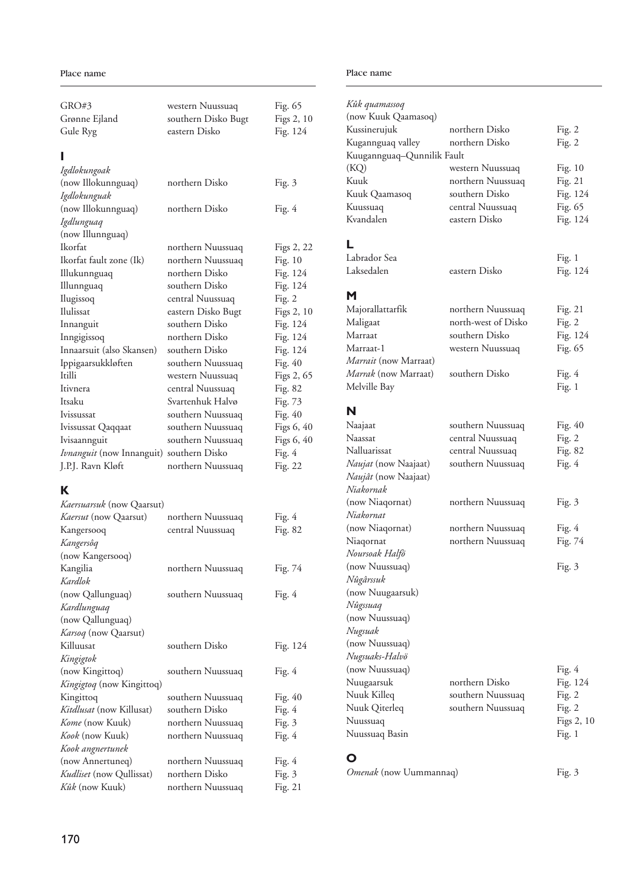| Place name | | |
|---|---|---|
| GRO#3 | western Nuussuaq | Fig. 65 |
| Grønne Ejland | southern Disko Bugt | Figs 2, 10 |
| Gule Ryg | eastern Disko | Fig. 124 |

**I**

| Place name | | |
|---|---|---|
| *Igdlokungoak* (now Illokunnguaq) | northern Disko | Fig. 3 |
| *Igdlokunguak* (now Illokunnguaq) | northern Disko | Fig. 4 |
| *Igdlunguaq* (now Illunnguaq) | | |
| Ikorfat | northern Nuussuaq | Figs 2, 22 |
| Ikorfat fault zone (Ik) | northern Nuussuaq | Fig. 10 |
| Illukunnguaq | northern Disko | Fig. 124 |
| Illunnguaq | southern Disko | Fig. 124 |
| Ilugissoq | central Nuussuaq | Fig. 2 |
| Ilulissat | eastern Disko Bugt | Figs 2, 10 |
| Innanguit | southern Disko | Fig. 124 |
| Inngigissoq | northern Disko | Fig. 124 |
| Innaarsuit (also Skansen) | southern Disko | Fig. 124 |
| Ippigaarsukkløften | southern Nuussuaq | Fig. 40 |
| Itilli | western Nuussuaq | Figs 2, 65 |
| Itivnera | central Nuussuaq | Fig. 82 |
| Itsaku | Svartenhuk Halvø | Fig. 73 |
| Ivissussat | southern Nuussuaq | Fig. 40 |
| Ivissussat Qaqqaat | southern Nuussuaq | Figs 6, 40 |
| Ivisaannguit | southern Nuussuaq | Figs 6, 40 |
| *Ivnanguit* (now Innanguit) | southern Disko | Fig. 4 |
| J.P.J. Ravn Kløft | northern Nuussuaq | Fig. 22 |

**K**

| Place name | | |
|---|---|---|
| *Kaersuarsuk* (now Qaarsut) | | |
| *Kaersut* (now Qaarsut) | northern Nuussuaq | Fig. 4 |
| Kangersooq | central Nuussuaq | Fig. 82 |
| *Kangersôq* (now Kangersooq) | | |
| Kangilia | northern Nuussuaq | Fig. 74 |
| *Kardlok* (now Qallunguaq) | southern Nuussuaq | Fig. 4 |
| *Kardlunguaq* (now Qallunguaq) | | |
| *Karsoq* (now Qaarsut) | | |
| Killuusat | southern Disko | Fig. 124 |
| *Kingigtok* (now Kingittoq) | southern Nuussuaq | Fig. 4 |
| *Kingigtoq* (now Kingittoq) | | |
| Kingittoq | southern Nuussuaq | Fig. 40 |
| *Kitdlusat* (now Killusat) | southern Disko | Fig. 4 |
| *Kome* (now Kuuk) | northern Nuussuaq | Fig. 3 |
| *Kook* (now Kuuk) | northern Nuussuaq | Fig. 4 |
| *Kook angnertunek* (now Annertuneq) | northern Nuussuaq | Fig. 4 |
| *Kudliset* (now Qullissat) | northern Disko | Fig. 3 |
| *Kûk* (now Kuuk) | northern Nuussuaq | Fig. 21 |
| *Kûk quamassoq* (now Kuuk Qaamasoq) | | |
| Kussinerujuk | northern Disko | Fig. 2 |
| Kugannguaq valley | northern Disko | Fig. 2 |
| Kuugannguaq–Qunnilik Fault (KQ) | western Nuussuaq | Fig. 10 |
| Kuuk | northern Nuussuaq | Fig. 21 |
| Kuuk Qaamasoq | southern Disko | Fig. 124 |
| Kuussuaq | central Nuussuaq | Fig. 65 |
| Kvandalen | eastern Disko | Fig. 124 |

**L**

| Place name | | |
|---|---|---|
| Labrador Sea | | Fig. 1 |
| Laksedalen | eastern Disko | Fig. 124 |

**M**

| Place name | | |
|---|---|---|
| Majorallattarfik | northern Nuussuaq | Fig. 21 |
| Maligaat | north-west of Disko | Fig. 2 |
| Marraat | southern Disko | Fig. 124 |
| Marraat-1 | western Nuussuaq | Fig. 65 |
| *Marrait* (now Marraat) | | |
| *Marrak* (now Marraat) | southern Disko | Fig. 4 |
| Melville Bay | | Fig. 1 |

**N**

| Place name | | |
|---|---|---|
| Naajaat | southern Nuussuaq | Fig. 40 |
| Naassat | central Nuussuaq | Fig. 2 |
| Nalluarissat | central Nuussuaq | Fig. 82 |
| *Naujat* (now Naajaat) | southern Nuussuaq | Fig. 4 |
| *Naujât* (now Naajaat) | | |
| *Niakornak* (now Niaqornat) | northern Nuussuaq | Fig. 3 |
| *Niakornat* (now Niaqornat) | northern Nuussuaq | Fig. 4 |
| Niaqornat | northern Nuussuaq | Fig. 74 |
| *Noursoak Halfö* (now Nuussuaq) | | Fig. 3 |
| *Nûgârssuk* (now Nuugaarsuk) | | |
| *Nûgssuaq* (now Nuussuaq) | | |
| *Nugsuak* (now Nuussuaq) | | |
| *Nugsuaks-Halvö* (now Nuussuaq) | | Fig. 4 |
| Nuugaarsuk | northern Disko | Fig. 124 |
| Nuuk Killeq | southern Nuussuaq | Fig. 2 |
| Nuuk Qiterleq | southern Nuussuaq | Fig. 2 |
| Nuussuaq | | Figs 2, 10 |
| Nuussuaq Basin | | Fig. 1 |

**O**

| Place name | | |
|---|---|---|
| *Omenak* (now Uummannaq) | | Fig. 3 |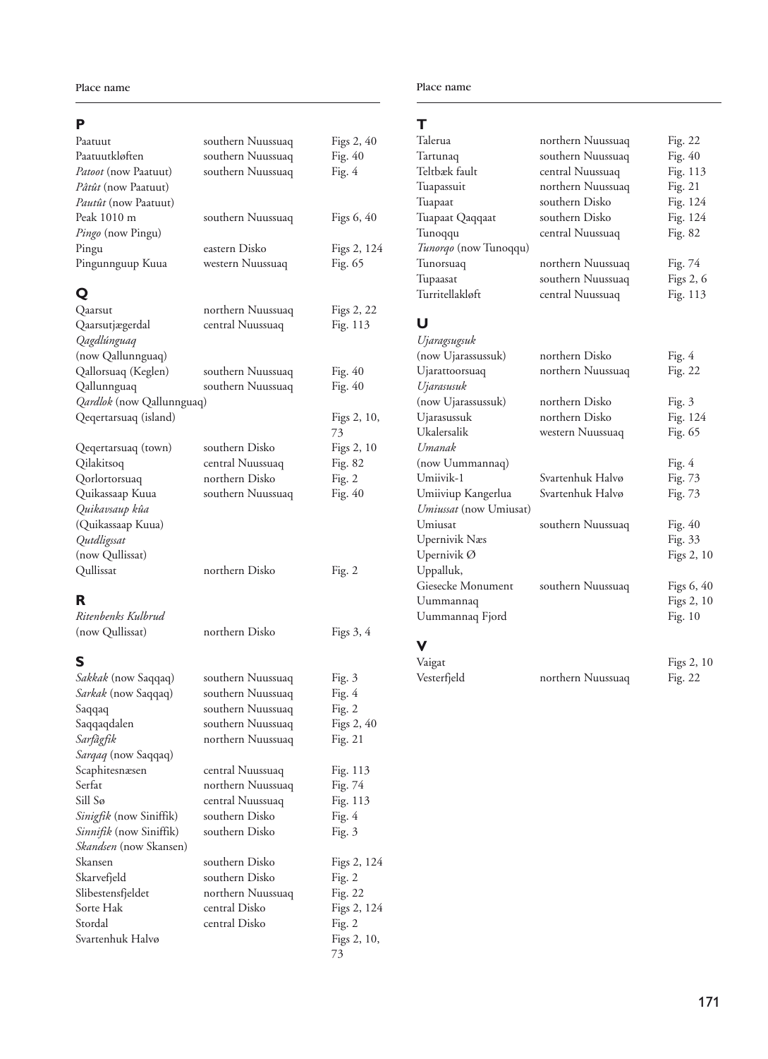| Place name | | |
|---|---|---|
| **P** | | |
| Paatuut | southern Nuussuaq | Figs 2, 40 |
| Paatuutkløften | southern Nuussuaq | Fig. 40 |
| *Patoot* (now Paatuut) | southern Nuussuaq | Fig. 4 |
| *Pâtût* (now Paatuut) | | |
| *Pautût* (now Paatuut) | | |
| Peak 1010 m | southern Nuussuaq | Figs 6, 40 |
| *Pingo* (now Pingu) | | |
| Pingu | eastern Disko | Figs 2, 124 |
| Pingunnguup Kuua | western Nuussuaq | Fig. 65 |
| **Q** | | |
| Qaarsut | northern Nuussuaq | Figs 2, 22 |
| Qaarsutjægerdal | central Nuussuaq | Fig. 113 |
| *Qagdlúnguaq* (now Qallunnguaq) | | |
| Qallorsuaq (Keglen) | southern Nuussuaq | Fig. 40 |
| Qallunnguaq | southern Nuussuaq | Fig. 40 |
| *Qardlok* (now Qallunnguaq) | | |
| Qeqertarsuaq (island) | | Figs 2, 10, 73 |
| Qeqertarsuaq (town) | southern Disko | Figs 2, 10 |
| Qilakitsoq | central Nuussuaq | Fig. 82 |
| Qorlortorsuaq | northern Disko | Fig. 2 |
| Quikassaap Kuua | southern Nuussuaq | Fig. 40 |
| *Quikavsaup kûa* (Quikassaap Kuua) | | |
| *Qutdligssat* (now Qullissat) | | |
| Qullissat | northern Disko | Fig. 2 |
| **R** | | |
| *Ritenbenks Kulbrud* (now Qullissat) | northern Disko | Figs 3, 4 |
| **S** | | |
| *Sakkak* (now Saqqaq) | southern Nuussuaq | Fig. 3 |
| *Sarkak* (now Saqqaq) | southern Nuussuaq | Fig. 4 |
| Saqqaq | southern Nuussuaq | Fig. 2 |
| Saqqaqdalen | southern Nuussuaq | Figs 2, 40 |
| *Sarfâgfik* | northern Nuussuaq | Fig. 21 |
| *Sarqaq* (now Saqqaq) | | |
| Scaphitesnæsen | central Nuussuaq | Fig. 113 |
| Serfat | northern Nuussuaq | Fig. 74 |
| Sill Sø | central Nuussuaq | Fig. 113 |
| *Sinigfik* (now Siniffik) | southern Disko | Fig. 4 |
| *Sinnifik* (now Siniffik) | southern Disko | Fig. 3 |
| *Skandsen* (now Skansen) | | |
| Skansen | southern Disko | Figs 2, 124 |
| Skarvefjeld | southern Disko | Fig. 2 |
| Slibestensfjeldet | northern Nuussuaq | Fig. 22 |
| Sorte Hak | central Disko | Figs 2, 124 |
| Stordal | central Disko | Fig. 2 |
| Svartenhuk Halvø | | Figs 2, 10, 73 |
| **T** | | |
| Talerua | northern Nuussuaq | Fig. 22 |
| Tartunaq | southern Nuussuaq | Fig. 40 |
| Teltbæk fault | central Nuussuaq | Fig. 113 |
| Tuapassuit | northern Nuussuaq | Fig. 21 |
| Tuapaat | southern Disko | Fig. 124 |
| Tuapaat Qaqqaat | southern Disko | Fig. 124 |
| Tunoqqu | central Nuussuaq | Fig. 82 |
| *Tunorqo* (now Tunoqqu) | | |
| Tunorsuaq | northern Nuussuaq | Fig. 74 |
| Tupaasat | southern Nuussuaq | Figs 2, 6 |
| Turritellakløft | central Nuussuaq | Fig. 113 |
| **U** | | |
| *Ujaragsugsuk* (now Ujarassussuk) | northern Disko | Fig. 4 |
| Ujarattoorsuaq | northern Nuussuaq | Fig. 22 |
| *Ujarasusuk* (now Ujarassussuk) | northern Disko | Fig. 3 |
| Ujarasussuk | northern Disko | Fig. 124 |
| Ukalersalik | western Nuussuaq | Fig. 65 |
| *Umanak* (now Uummannaq) | | Fig. 4 |
| Umiivik-1 | Svartenhuk Halvø | Fig. 73 |
| Umiiviup Kangerlua | Svartenhuk Halvø | Fig. 73 |
| *Umiussat* (now Umiusat) | | |
| Umiusat | southern Nuussuaq | Fig. 40 |
| Upernivik Næs | | Fig. 33 |
| Upernivik Ø | | Figs 2, 10 |
| Uppalluk, Giesecke Monument | southern Nuussuaq | Figs 6, 40 |
| Uummannaq | | Figs 2, 10 |
| Uummannaq Fjord | | Fig. 10 |
| **V** | | |
| Vaigat | | Figs 2, 10 |
| Vesterfjeld | northern Nuussuaq | Fig. 22 |